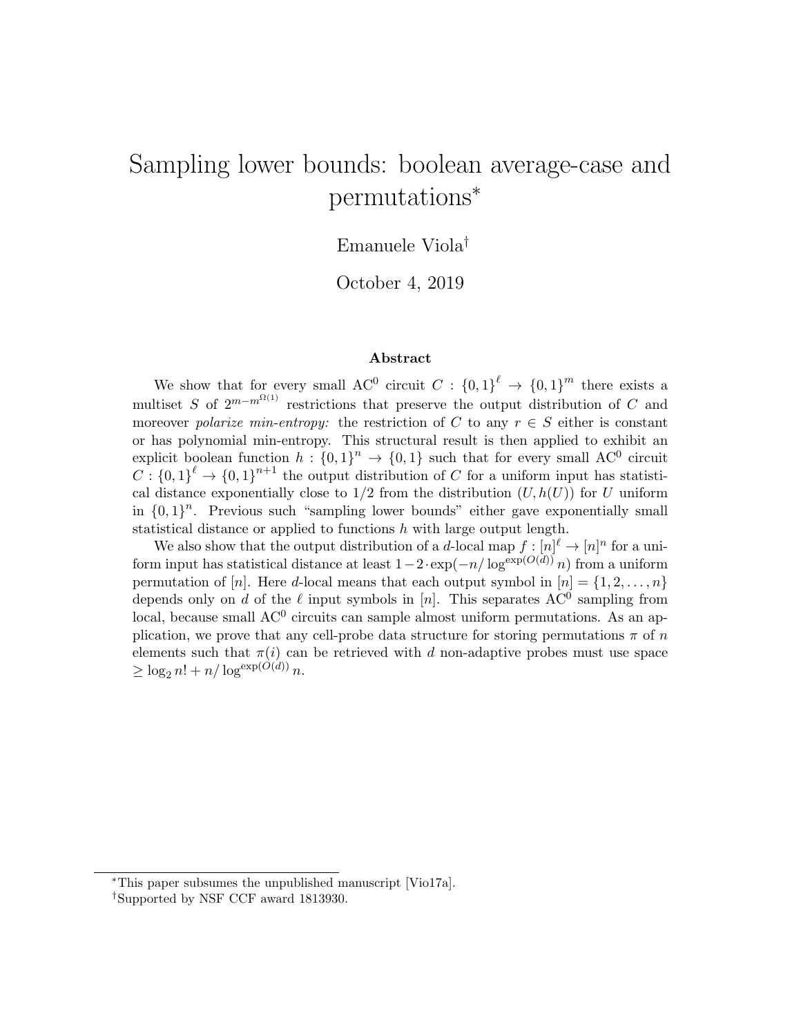# Sampling lower bounds: boolean average-case and permutations*

Emanuele Viola†

October 4, 2019

### Abstract

We show that for every small $\mathrm{AC}^0$ circuit $C : \{0,1\}^\ell \to \{0,1\}^m$ there exists a multiset $S$ of $2^{m-m^{\Omega(1)}}$ restrictions that preserve the output distribution of $C$ and moreover *polarize min-entropy:* the restriction of $C$ to any $r \in S$ either is constant or has polynomial min-entropy. This structural result is then applied to exhibit an explicit boolean function $h : \{0,1\}^n \to \{0,1\}$ such that for every small $\mathrm{AC}^0$ circuit $C : \{0,1\}^\ell \to \{0,1\}^{n+1}$ the output distribution of $C$ for a uniform input has statistical distance exponentially close to $1/2$ from the distribution $(U, h(U))$ for $U$ uniform in $\{0,1\}^n$. Previous such "sampling lower bounds" either gave exponentially small statistical distance or applied to functions $h$ with large output length.

We also show that the output distribution of a $d$-local map $f : [n]^\ell \to [n]^n$ for a uniform input has statistical distance at least $1 - 2 \cdot \exp(-n/\log^{\exp(O(d))} n)$ from a uniform permutation of $[n]$. Here $d$-local means that each output symbol in $[n] = \{1, 2, \ldots, n\}$ depends only on $d$ of the $\ell$ input symbols in $[n]$. This separates $\mathrm{AC}^0$ sampling from local, because small $\mathrm{AC}^0$ circuits can sample almost uniform permutations. As an application, we prove that any cell-probe data structure for storing permutations $\pi$ of $n$ elements such that $\pi(i)$ can be retrieved with $d$ non-adaptive probes must use space $\geq \log_2 n! + n/\log^{\exp(O(d))} n$.

---

*This paper subsumes the unpublished manuscript [Vio17a].

†Supported by NSF CCF award 1813930.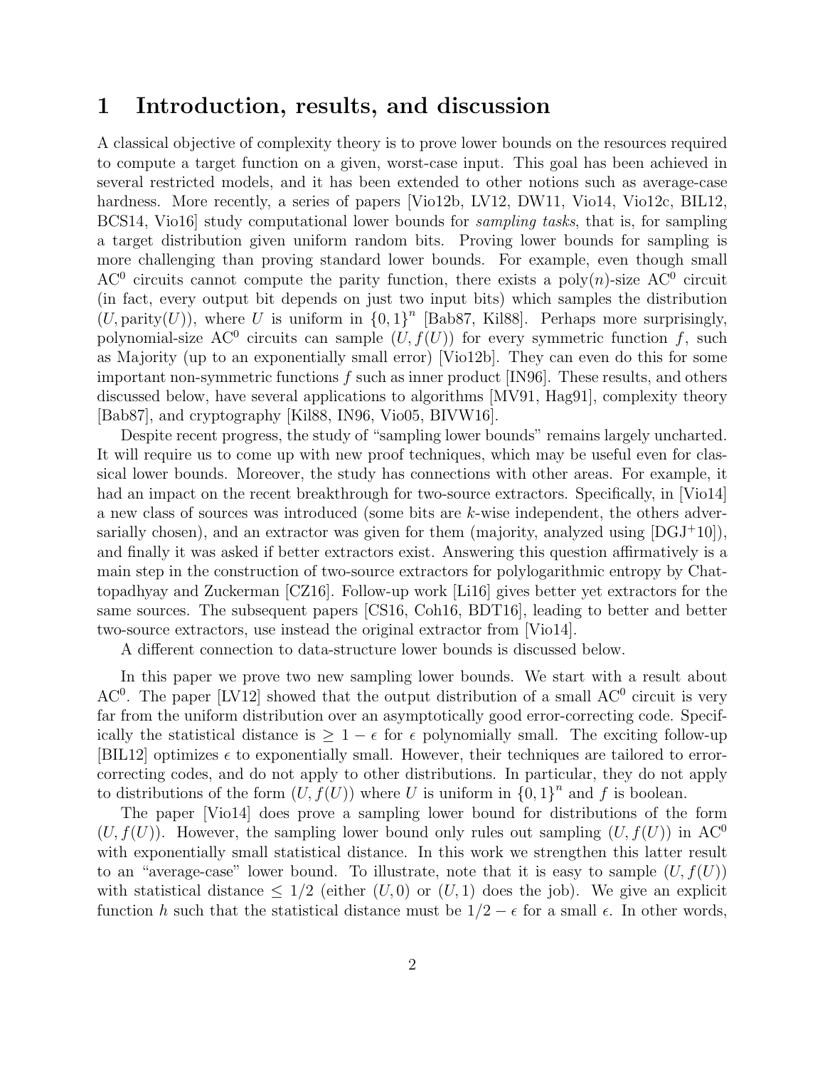# 1 Introduction, results, and discussion

A classical objective of complexity theory is to prove lower bounds on the resources required to compute a target function on a given, worst-case input. This goal has been achieved in several restricted models, and it has been extended to other notions such as average-case hardness. More recently, a series of papers [Vio12b, LV12, DW11, Vio14, Vio12c, BIL12, BCS14, Vio16] study computational lower bounds for *sampling tasks*, that is, for sampling a target distribution given uniform random bits. Proving lower bounds for sampling is more challenging than proving standard lower bounds. For example, even though small $\mathrm{AC}^0$ circuits cannot compute the parity function, there exists a poly($n$)-size $\mathrm{AC}^0$ circuit (in fact, every output bit depends on just two input bits) which samples the distribution $(U, \mathrm{parity}(U))$, where $U$ is uniform in $\{0,1\}^n$ [Bab87, Kil88]. Perhaps more surprisingly, polynomial-size $\mathrm{AC}^0$ circuits can sample $(U, f(U))$ for every symmetric function $f$, such as Majority (up to an exponentially small error) [Vio12b]. They can even do this for some important non-symmetric functions $f$ such as inner product [IN96]. These results, and others discussed below, have several applications to algorithms [MV91, Hag91], complexity theory [Bab87], and cryptography [Kil88, IN96, Vio05, BIVW16].

Despite recent progress, the study of "sampling lower bounds" remains largely uncharted. It will require us to come up with new proof techniques, which may be useful even for classical lower bounds. Moreover, the study has connections with other areas. For example, it had an impact on the recent breakthrough for two-source extractors. Specifically, in [Vio14] a new class of sources was introduced (some bits are $k$-wise independent, the others adversarially chosen), and an extractor was given for them (majority, analyzed using [DGJ+10]), and finally it was asked if better extractors exist. Answering this question affirmatively is a main step in the construction of two-source extractors for polylogarithmic entropy by Chattopadhyay and Zuckerman [CZ16]. Follow-up work [Li16] gives better yet extractors for the same sources. The subsequent papers [CS16, Coh16, BDT16], leading to better and better two-source extractors, use instead the original extractor from [Vio14].

A different connection to data-structure lower bounds is discussed below.

In this paper we prove two new sampling lower bounds. We start with a result about $\mathrm{AC}^0$. The paper [LV12] showed that the output distribution of a small $\mathrm{AC}^0$ circuit is very far from the uniform distribution over an asymptotically good error-correcting code. Specifically the statistical distance is $\geq 1 - \epsilon$ for $\epsilon$ polynomially small. The exciting follow-up [BIL12] optimizes $\epsilon$ to exponentially small. However, their techniques are tailored to error-correcting codes, and do not apply to other distributions. In particular, they do not apply to distributions of the form $(U, f(U))$ where $U$ is uniform in $\{0,1\}^n$ and $f$ is boolean.

The paper [Vio14] does prove a sampling lower bound for distributions of the form $(U, f(U))$. However, the sampling lower bound only rules out sampling $(U, f(U))$ in $\mathrm{AC}^0$ with exponentially small statistical distance. In this work we strengthen this latter result to an "average-case" lower bound. To illustrate, note that it is easy to sample $(U, f(U))$ with statistical distance $\leq 1/2$ (either $(U, 0)$ or $(U, 1)$ does the job). We give an explicit function $h$ such that the statistical distance must be $1/2 - \epsilon$ for a small $\epsilon$. In other words,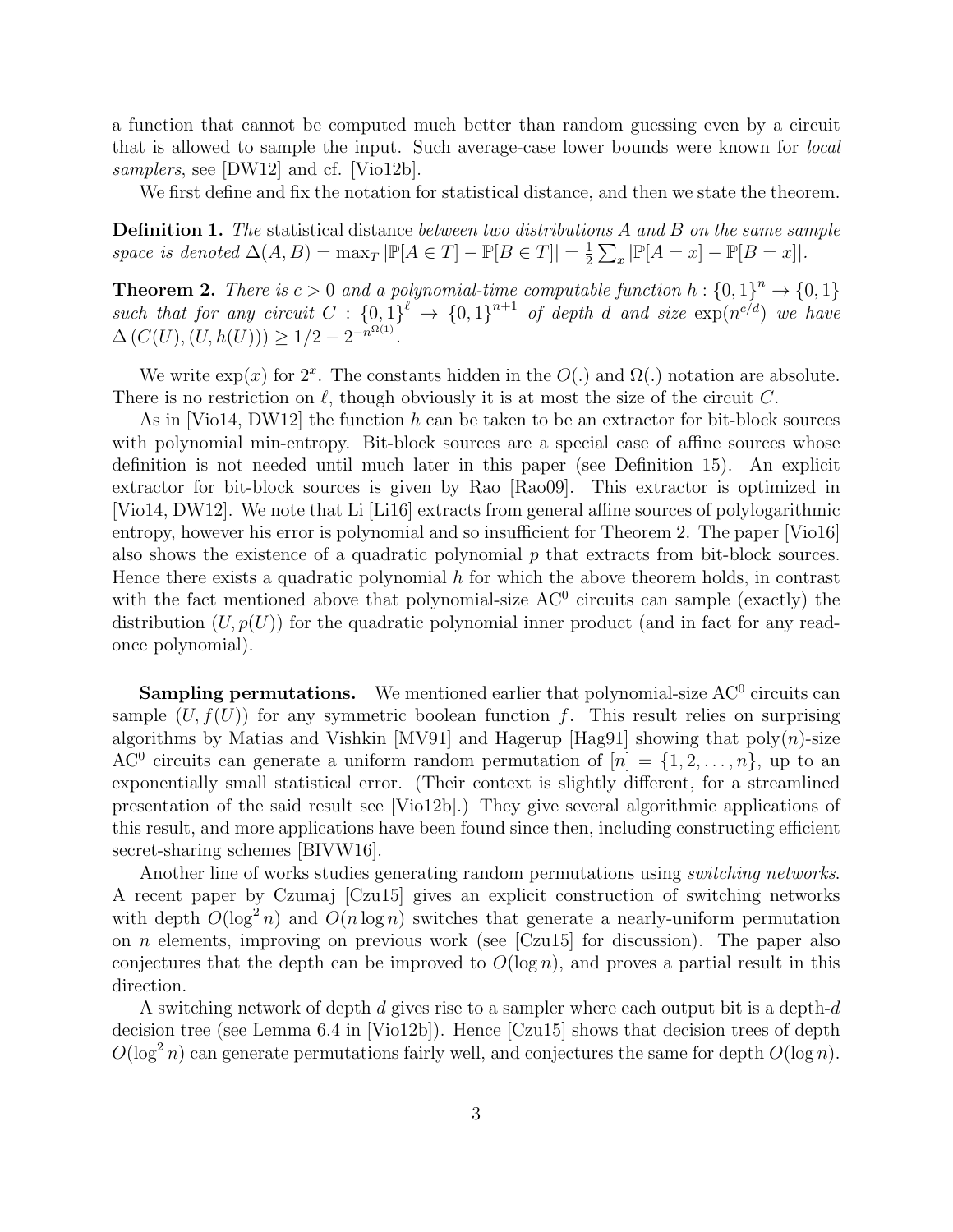a function that cannot be computed much better than random guessing even by a circuit that is allowed to sample the input. Such average-case lower bounds were known for *local samplers*, see [DW12] and cf. [Vio12b].

We first define and fix the notation for statistical distance, and then we state the theorem.

**Definition 1.** *The* statistical distance *between two distributions $A$ and $B$ on the same sample space is denoted $\Delta(A, B) = \max_T |\mathbb{P}[A \in T] - \mathbb{P}[B \in T]| = \frac{1}{2}\sum_x |\mathbb{P}[A = x] - \mathbb{P}[B = x]|$.*

**Theorem 2.** *There is $c > 0$ and a polynomial-time computable function $h : \{0,1\}^n \to \{0,1\}$ such that for any circuit $C : \{0,1\}^\ell \to \{0,1\}^{n+1}$ of depth $d$ and size $\exp(n^{c/d})$ we have $\Delta(C(U), (U, h(U))) \geq 1/2 - 2^{-n^{\Omega(1)}}$.*

We write $\exp(x)$ for $2^x$. The constants hidden in the $O(.)$ and $\Omega(.)$ notation are absolute. There is no restriction on $\ell$, though obviously it is at most the size of the circuit $C$.

As in [Vio14, DW12] the function $h$ can be taken to be an extractor for bit-block sources with polynomial min-entropy. Bit-block sources are a special case of affine sources whose definition is not needed until much later in this paper (see Definition 15). An explicit extractor for bit-block sources is given by Rao [Rao09]. This extractor is optimized in [Vio14, DW12]. We note that Li [Li16] extracts from general affine sources of polylogarithmic entropy, however his error is polynomial and so insufficient for Theorem 2. The paper [Vio16] also shows the existence of a quadratic polynomial $p$ that extracts from bit-block sources. Hence there exists a quadratic polynomial $h$ for which the above theorem holds, in contrast with the fact mentioned above that polynomial-size $\mathrm{AC}^0$ circuits can sample (exactly) the distribution $(U, p(U))$ for the quadratic polynomial inner product (and in fact for any read-once polynomial).

**Sampling permutations.** We mentioned earlier that polynomial-size $\mathrm{AC}^0$ circuits can sample $(U, f(U))$ for any symmetric boolean function $f$. This result relies on surprising algorithms by Matias and Vishkin [MV91] and Hagerup [Hag91] showing that $\mathrm{poly}(n)$-size $\mathrm{AC}^0$ circuits can generate a uniform random permutation of $[n] = \{1, 2, \ldots, n\}$, up to an exponentially small statistical error. (Their context is slightly different, for a streamlined presentation of the said result see [Vio12b].) They give several algorithmic applications of this result, and more applications have been found since then, including constructing efficient secret-sharing schemes [BIVW16].

Another line of works studies generating random permutations using *switching networks*. A recent paper by Czumaj [Czu15] gives an explicit construction of switching networks with depth $O(\log^2 n)$ and $O(n \log n)$ switches that generate a nearly-uniform permutation on $n$ elements, improving on previous work (see [Czu15] for discussion). The paper also conjectures that the depth can be improved to $O(\log n)$, and proves a partial result in this direction.

A switching network of depth $d$ gives rise to a sampler where each output bit is a depth-$d$ decision tree (see Lemma 6.4 in [Vio12b]). Hence [Czu15] shows that decision trees of depth $O(\log^2 n)$ can generate permutations fairly well, and conjectures the same for depth $O(\log n)$.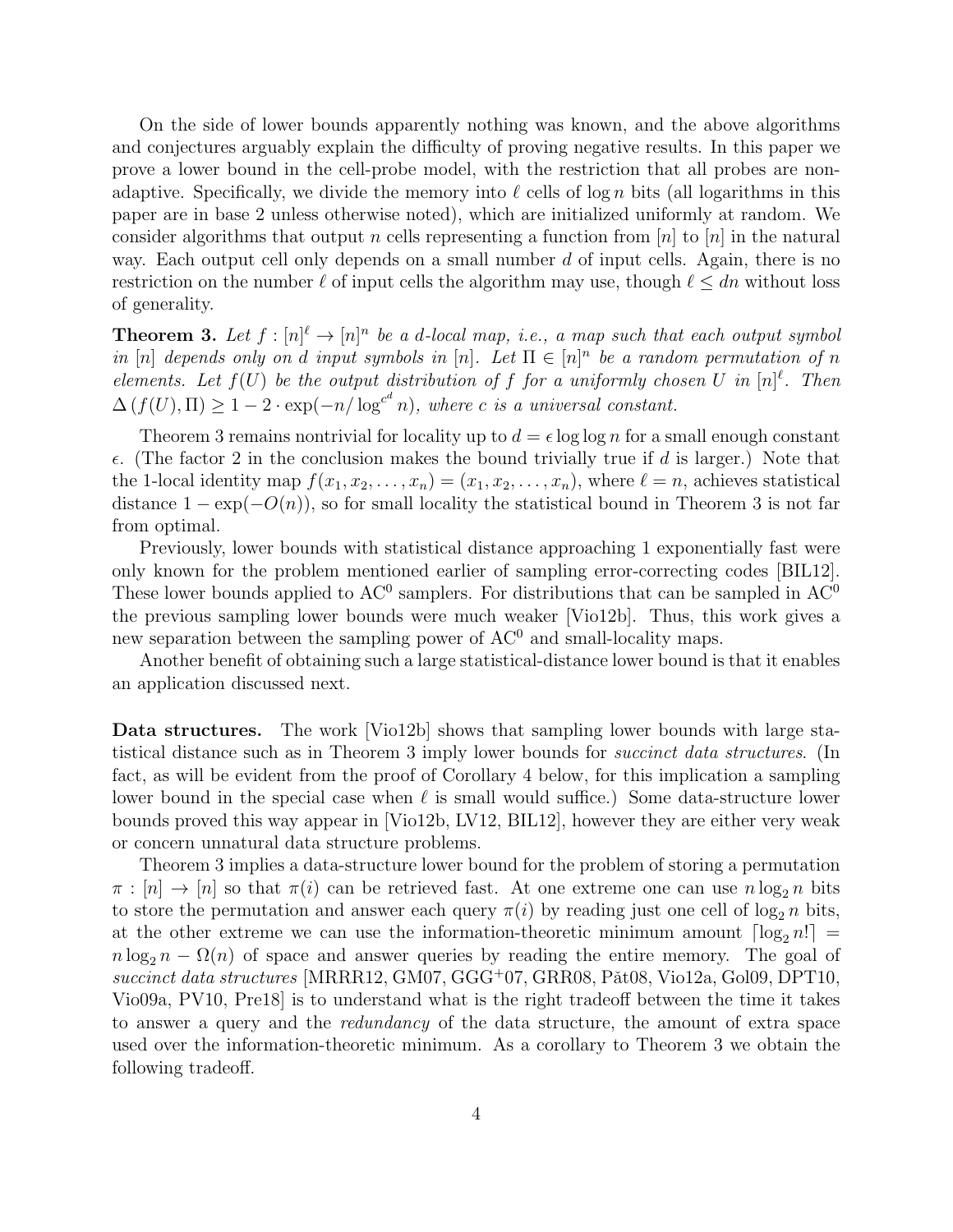On the side of lower bounds apparently nothing was known, and the above algorithms and conjectures arguably explain the difficulty of proving negative results. In this paper we prove a lower bound in the cell-probe model, with the restriction that all probes are non-adaptive. Specifically, we divide the memory into $\ell$ cells of $\log n$ bits (all logarithms in this paper are in base 2 unless otherwise noted), which are initialized uniformly at random. We consider algorithms that output $n$ cells representing a function from $[n]$ to $[n]$ in the natural way. Each output cell only depends on a small number $d$ of input cells. Again, there is no restriction on the number $\ell$ of input cells the algorithm may use, though $\ell \leq dn$ without loss of generality.

**Theorem 3.** *Let $f : [n]^\ell \to [n]^n$ be a $d$-local map, i.e., a map such that each output symbol in $[n]$ depends only on $d$ input symbols in $[n]$. Let $\Pi \in [n]^n$ be a random permutation of $n$ elements. Let $f(U)$ be the output distribution of $f$ for a uniformly chosen $U$ in $[n]^\ell$. Then $\Delta\left(f(U), \Pi\right) \geq 1 - 2 \cdot \exp(-n/\log^{c^d} n)$, where $c$ is a universal constant.*

Theorem 3 remains nontrivial for locality up to $d = \epsilon \log\log n$ for a small enough constant $\epsilon$. (The factor 2 in the conclusion makes the bound trivially true if $d$ is larger.) Note that the 1-local identity map $f(x_1, x_2, \ldots, x_n) = (x_1, x_2, \ldots, x_n)$, where $\ell = n$, achieves statistical distance $1 - \exp(-O(n))$, so for small locality the statistical bound in Theorem 3 is not far from optimal.

Previously, lower bounds with statistical distance approaching 1 exponentially fast were only known for the problem mentioned earlier of sampling error-correcting codes [BIL12]. These lower bounds applied to $\mathrm{AC}^0$ samplers. For distributions that can be sampled in $\mathrm{AC}^0$ the previous sampling lower bounds were much weaker [Vio12b]. Thus, this work gives a new separation between the sampling power of $\mathrm{AC}^0$ and small-locality maps.

Another benefit of obtaining such a large statistical-distance lower bound is that it enables an application discussed next.

**Data structures.** The work [Vio12b] shows that sampling lower bounds with large statistical distance such as in Theorem 3 imply lower bounds for *succinct data structures*. (In fact, as will be evident from the proof of Corollary 4 below, for this implication a sampling lower bound in the special case when $\ell$ is small would suffice.) Some data-structure lower bounds proved this way appear in [Vio12b, LV12, BIL12], however they are either very weak or concern unnatural data structure problems.

Theorem 3 implies a data-structure lower bound for the problem of storing a permutation $\pi : [n] \to [n]$ so that $\pi(i)$ can be retrieved fast. At one extreme one can use $n \log_2 n$ bits to store the permutation and answer each query $\pi(i)$ by reading just one cell of $\log_2 n$ bits, at the other extreme we can use the information-theoretic minimum amount $\lceil \log_2 n! \rceil = n \log_2 n - \Omega(n)$ of space and answer queries by reading the entire memory. The goal of *succinct data structures* [MRRR12, GM07, GGG+07, GRR08, Pǎt08, Vio12a, Gol09, DPT10, Vio09a, PV10, Pre18] is to understand what is the right tradeoff between the time it takes to answer a query and the *redundancy* of the data structure, the amount of extra space used over the information-theoretic minimum. As a corollary to Theorem 3 we obtain the following tradeoff.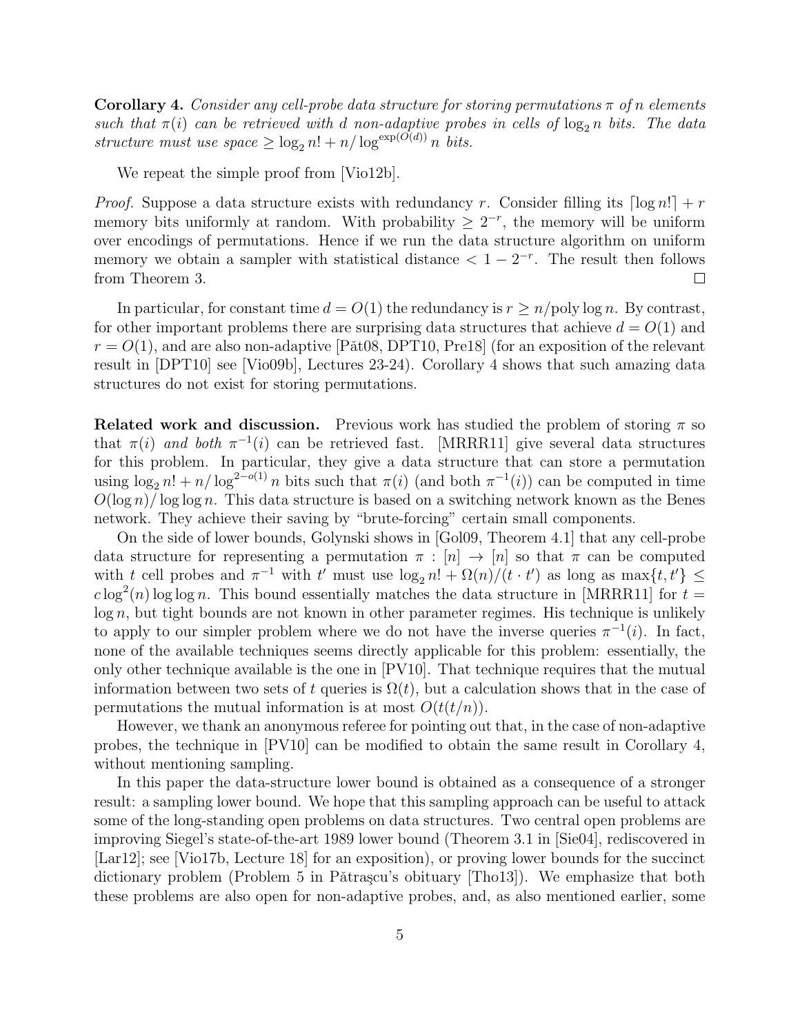**Corollary 4.** *Consider any cell-probe data structure for storing permutations $\pi$ of $n$ elements such that $\pi(i)$ can be retrieved with $d$ non-adaptive probes in cells of $\log_2 n$ bits. The data structure must use space $\geq \log_2 n! + n/\log^{\exp(O(d))} n$ bits.*

We repeat the simple proof from [Vio12b].

*Proof.* Suppose a data structure exists with redundancy $r$. Consider filling its $\lceil \log n! \rceil + r$ memory bits uniformly at random. With probability $\geq 2^{-r}$, the memory will be uniform over encodings of permutations. Hence if we run the data structure algorithm on uniform memory we obtain a sampler with statistical distance $< 1 - 2^{-r}$. The result then follows from Theorem 3. $\square$

In particular, for constant time $d = O(1)$ the redundancy is $r \geq n/\text{poly}\log n$. By contrast, for other important problems there are surprising data structures that achieve $d = O(1)$ and $r = O(1)$, and are also non-adaptive [Păt08, DPT10, Pre18] (for an exposition of the relevant result in [DPT10] see [Vio09b], Lectures 23-24). Corollary 4 shows that such amazing data structures do not exist for storing permutations.

**Related work and discussion.** Previous work has studied the problem of storing $\pi$ so that $\pi(i)$ *and both* $\pi^{-1}(i)$ can be retrieved fast. [MRRR11] give several data structures for this problem. In particular, they give a data structure that can store a permutation using $\log_2 n! + n/\log^{2-o(1)} n$ bits such that $\pi(i)$ (and both $\pi^{-1}(i)$) can be computed in time $O(\log n)/\log\log n$. This data structure is based on a switching network known as the Benes network. They achieve their saving by "brute-forcing" certain small components.

On the side of lower bounds, Golynski shows in [Gol09, Theorem 4.1] that any cell-probe data structure for representing a permutation $\pi : [n] \to [n]$ so that $\pi$ can be computed with $t$ cell probes and $\pi^{-1}$ with $t'$ must use $\log_2 n! + \Omega(n)/(t \cdot t')$ as long as $\max\{t, t'\} \leq c \log^2(n) \log\log n$. This bound essentially matches the data structure in [MRRR11] for $t = \log n$, but tight bounds are not known in other parameter regimes. His technique is unlikely to apply to our simpler problem where we do not have the inverse queries $\pi^{-1}(i)$. In fact, none of the available techniques seems directly applicable for this problem: essentially, the only other technique available is the one in [PV10]. That technique requires that the mutual information between two sets of $t$ queries is $\Omega(t)$, but a calculation shows that in the case of permutations the mutual information is at most $O(t(t/n))$.

However, we thank an anonymous referee for pointing out that, in the case of non-adaptive probes, the technique in [PV10] can be modified to obtain the same result in Corollary 4, without mentioning sampling.

In this paper the data-structure lower bound is obtained as a consequence of a stronger result: a sampling lower bound. We hope that this sampling approach can be useful to attack some of the long-standing open problems on data structures. Two central open problems are improving Siegel's state-of-the-art 1989 lower bound (Theorem 3.1 in [Sie04], rediscovered in [Lar12]; see [Vio17b, Lecture 18] for an exposition), or proving lower bounds for the succinct dictionary problem (Problem 5 in Pătraşcu's obituary [Tho13]). We emphasize that both these problems are also open for non-adaptive probes, and, as also mentioned earlier, some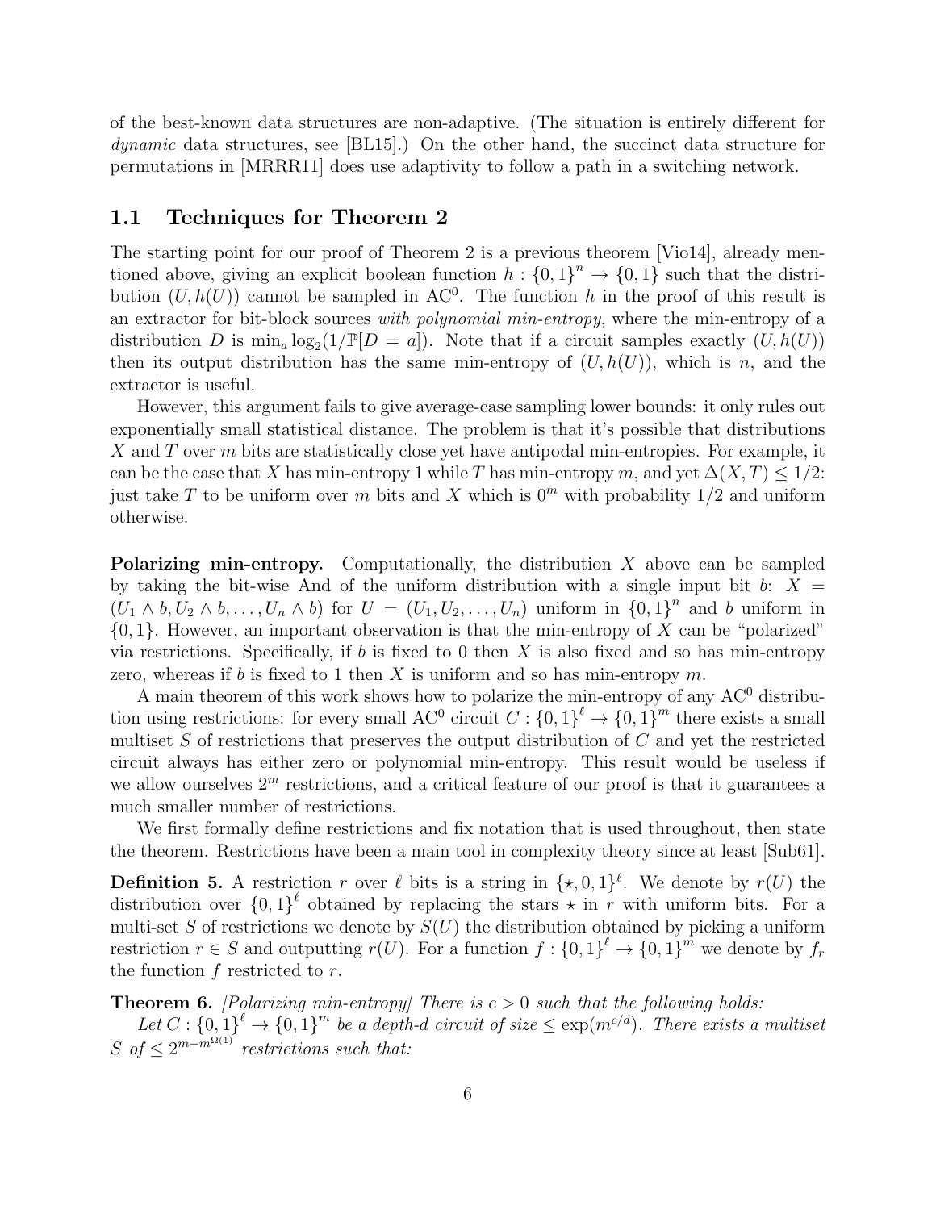of the best-known data structures are non-adaptive. (The situation is entirely different for *dynamic* data structures, see [BL15].) On the other hand, the succinct data structure for permutations in [MRRR11] does use adaptivity to follow a path in a switching network.

## 1.1 Techniques for Theorem 2

The starting point for our proof of Theorem 2 is a previous theorem [Vio14], already mentioned above, giving an explicit boolean function $h : \{0,1\}^n \to \{0,1\}$ such that the distribution $(U, h(U))$ cannot be sampled in $\mathrm{AC}^0$. The function $h$ in the proof of this result is an extractor for bit-block sources *with polynomial min-entropy*, where the min-entropy of a distribution $D$ is $\min_a \log_2(1/\mathbb{P}[D = a])$. Note that if a circuit samples exactly $(U, h(U))$ then its output distribution has the same min-entropy of $(U, h(U))$, which is $n$, and the extractor is useful.

However, this argument fails to give average-case sampling lower bounds: it only rules out exponentially small statistical distance. The problem is that it's possible that distributions $X$ and $T$ over $m$ bits are statistically close yet have antipodal min-entropies. For example, it can be the case that $X$ has min-entropy 1 while $T$ has min-entropy $m$, and yet $\Delta(X, T) \le 1/2$: just take $T$ to be uniform over $m$ bits and $X$ which is $0^m$ with probability $1/2$ and uniform otherwise.

**Polarizing min-entropy.** Computationally, the distribution $X$ above can be sampled by taking the bit-wise And of the uniform distribution with a single input bit $b$: $X = (U_1 \wedge b, U_2 \wedge b, \ldots, U_n \wedge b)$ for $U = (U_1, U_2, \ldots, U_n)$ uniform in $\{0,1\}^n$ and $b$ uniform in $\{0,1\}$. However, an important observation is that the min-entropy of $X$ can be "polarized" via restrictions. Specifically, if $b$ is fixed to 0 then $X$ is also fixed and so has min-entropy zero, whereas if $b$ is fixed to 1 then $X$ is uniform and so has min-entropy $m$.

A main theorem of this work shows how to polarize the min-entropy of any $\mathrm{AC}^0$ distribution using restrictions: for every small $\mathrm{AC}^0$ circuit $C : \{0,1\}^\ell \to \{0,1\}^m$ there exists a small multiset $S$ of restrictions that preserves the output distribution of $C$ and yet the restricted circuit always has either zero or polynomial min-entropy. This result would be useless if we allow ourselves $2^m$ restrictions, and a critical feature of our proof is that it guarantees a much smaller number of restrictions.

We first formally define restrictions and fix notation that is used throughout, then state the theorem. Restrictions have been a main tool in complexity theory since at least [Sub61].

**Definition 5.** A restriction $r$ over $\ell$ bits is a string in $\{\star, 0, 1\}^\ell$. We denote by $r(U)$ the distribution over $\{0,1\}^\ell$ obtained by replacing the stars $\star$ in $r$ with uniform bits. For a multi-set $S$ of restrictions we denote by $S(U)$ the distribution obtained by picking a uniform restriction $r \in S$ and outputting $r(U)$. For a function $f : \{0,1\}^\ell \to \{0,1\}^m$ we denote by $f_r$ the function $f$ restricted to $r$.

**Theorem 6.** *[Polarizing min-entropy] There is $c > 0$ such that the following holds:*

*Let $C : \{0,1\}^\ell \to \{0,1\}^m$ be a depth-$d$ circuit of size $\le \exp(m^{c/d})$. There exists a multiset $S$ of $\le 2^{m - m^{\Omega(1)}}$ restrictions such that:*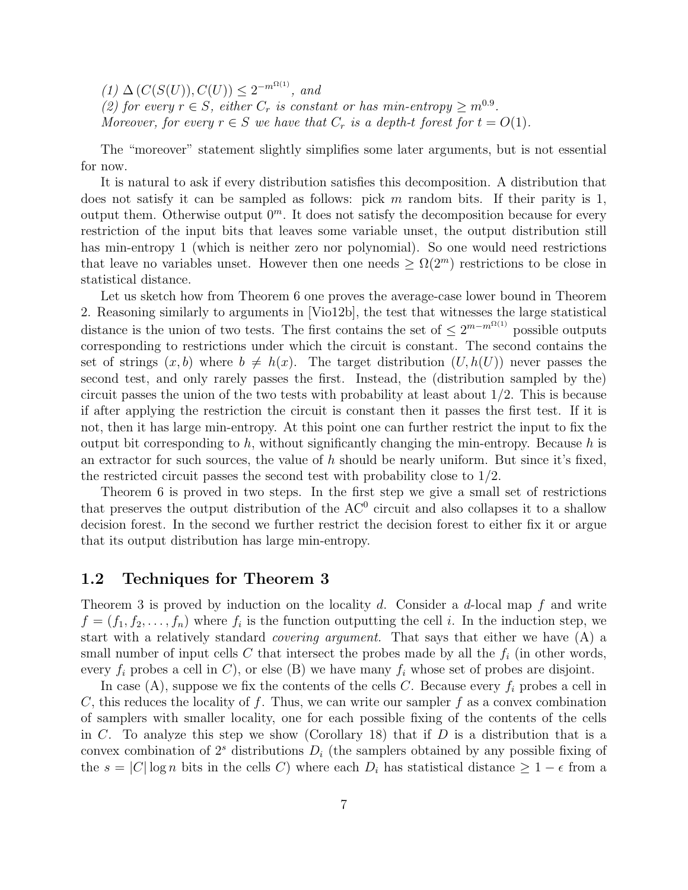*(1) $\Delta(C(S(U)), C(U)) \leq 2^{-m^{\Omega(1)}}$, and*
*(2) for every $r \in S$, either $C_r$ is constant or has min-entropy $\geq m^{0.9}$.*
*Moreover, for every $r \in S$ we have that $C_r$ is a depth-$t$ forest for $t = O(1)$.*

The "moreover" statement slightly simplifies some later arguments, but is not essential for now.

It is natural to ask if every distribution satisfies this decomposition. A distribution that does not satisfy it can be sampled as follows: pick $m$ random bits. If their parity is 1, output them. Otherwise output $0^m$. It does not satisfy the decomposition because for every restriction of the input bits that leaves some variable unset, the output distribution still has min-entropy 1 (which is neither zero nor polynomial). So one would need restrictions that leave no variables unset. However then one needs $\geq \Omega(2^m)$ restrictions to be close in statistical distance.

Let us sketch how from Theorem 6 one proves the average-case lower bound in Theorem 2. Reasoning similarly to arguments in [Vio12b], the test that witnesses the large statistical distance is the union of two tests. The first contains the set of $\leq 2^{m-m^{\Omega(1)}}$ possible outputs corresponding to restrictions under which the circuit is constant. The second contains the set of strings $(x, b)$ where $b \neq h(x)$. The target distribution $(U, h(U))$ never passes the second test, and only rarely passes the first. Instead, the (distribution sampled by the) circuit passes the union of the two tests with probability at least about 1/2. This is because if after applying the restriction the circuit is constant then it passes the first test. If it is not, then it has large min-entropy. At this point one can further restrict the input to fix the output bit corresponding to $h$, without significantly changing the min-entropy. Because $h$ is an extractor for such sources, the value of $h$ should be nearly uniform. But since it's fixed, the restricted circuit passes the second test with probability close to 1/2.

Theorem 6 is proved in two steps. In the first step we give a small set of restrictions that preserves the output distribution of the $\mathrm{AC}^0$ circuit and also collapses it to a shallow decision forest. In the second we further restrict the decision forest to either fix it or argue that its output distribution has large min-entropy.

## 1.2 Techniques for Theorem 3

Theorem 3 is proved by induction on the locality $d$. Consider a $d$-local map $f$ and write $f = (f_1, f_2, \ldots, f_n)$ where $f_i$ is the function outputting the cell $i$. In the induction step, we start with a relatively standard *covering argument.* That says that either we have (A) a small number of input cells $C$ that intersect the probes made by all the $f_i$ (in other words, every $f_i$ probes a cell in $C$), or else (B) we have many $f_i$ whose set of probes are disjoint.

In case (A), suppose we fix the contents of the cells $C$. Because every $f_i$ probes a cell in $C$, this reduces the locality of $f$. Thus, we can write our sampler $f$ as a convex combination of samplers with smaller locality, one for each possible fixing of the contents of the cells in $C$. To analyze this step we show (Corollary 18) that if $D$ is a distribution that is a convex combination of $2^s$ distributions $D_i$ (the samplers obtained by any possible fixing of the $s = |C| \log n$ bits in the cells $C$) where each $D_i$ has statistical distance $\geq 1 - \epsilon$ from a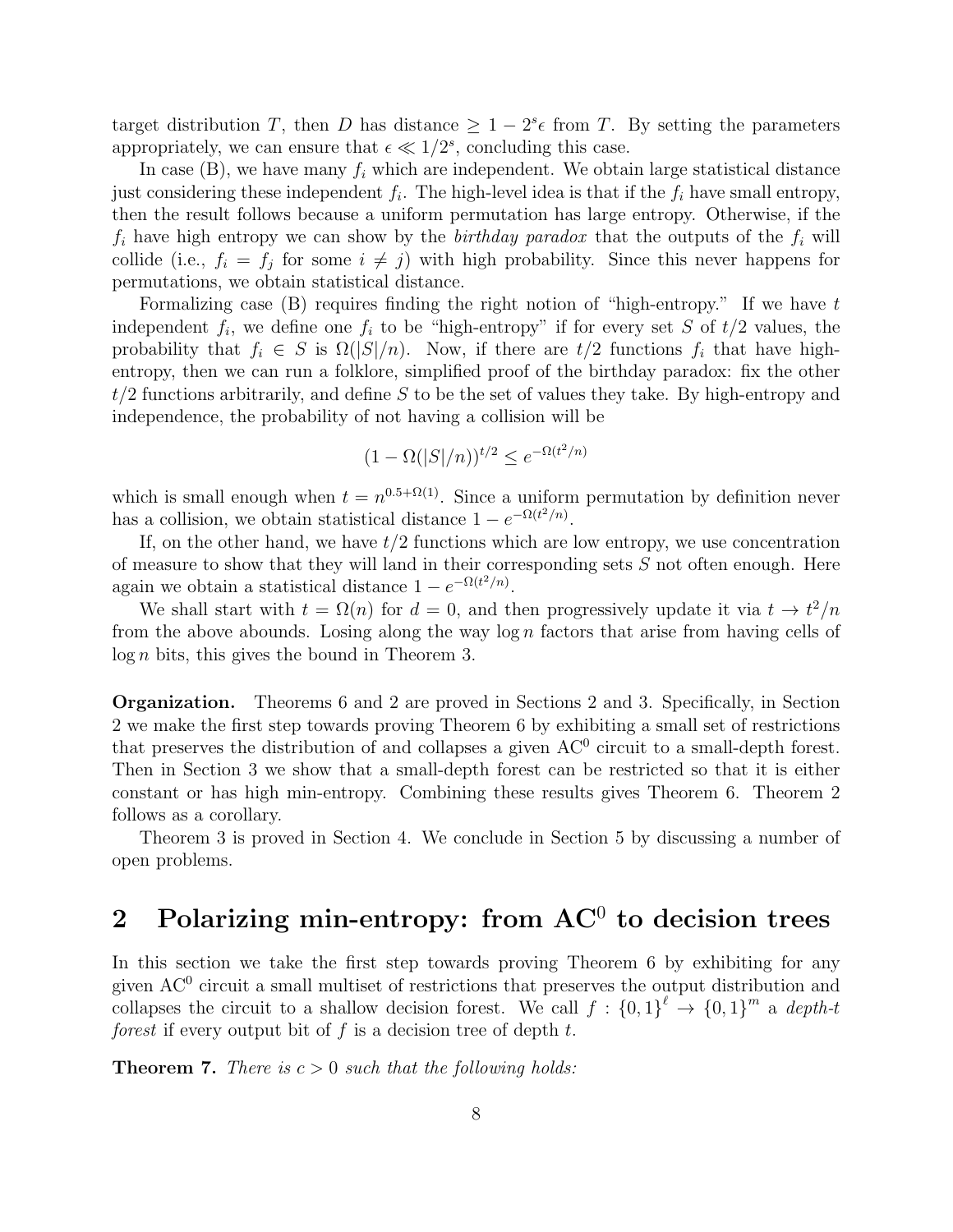target distribution $T$, then $D$ has distance $\geq 1 - 2^s\epsilon$ from $T$. By setting the parameters appropriately, we can ensure that $\epsilon \ll 1/2^s$, concluding this case.

In case (B), we have many $f_i$ which are independent. We obtain large statistical distance just considering these independent $f_i$. The high-level idea is that if the $f_i$ have small entropy, then the result follows because a uniform permutation has large entropy. Otherwise, if the $f_i$ have high entropy we can show by the *birthday paradox* that the outputs of the $f_i$ will collide (i.e., $f_i = f_j$ for some $i \neq j$) with high probability. Since this never happens for permutations, we obtain statistical distance.

Formalizing case (B) requires finding the right notion of "high-entropy." If we have $t$ independent $f_i$, we define one $f_i$ to be "high-entropy" if for every set $S$ of $t/2$ values, the probability that $f_i \in S$ is $\Omega(|S|/n)$. Now, if there are $t/2$ functions $f_i$ that have high-entropy, then we can run a folklore, simplified proof of the birthday paradox: fix the other $t/2$ functions arbitrarily, and define $S$ to be the set of values they take. By high-entropy and independence, the probability of not having a collision will be

$$(1 - \Omega(|S|/n))^{t/2} \leq e^{-\Omega(t^2/n)}$$

which is small enough when $t = n^{0.5+\Omega(1)}$. Since a uniform permutation by definition never has a collision, we obtain statistical distance $1 - e^{-\Omega(t^2/n)}$.

If, on the other hand, we have $t/2$ functions which are low entropy, we use concentration of measure to show that they will land in their corresponding sets $S$ not often enough. Here again we obtain a statistical distance $1 - e^{-\Omega(t^2/n)}$.

We shall start with $t = \Omega(n)$ for $d = 0$, and then progressively update it via $t \to t^2/n$ from the above abounds. Losing along the way $\log n$ factors that arise from having cells of $\log n$ bits, this gives the bound in Theorem 3.

**Organization.** Theorems 6 and 2 are proved in Sections 2 and 3. Specifically, in Section 2 we make the first step towards proving Theorem 6 by exhibiting a small set of restrictions that preserves the distribution of and collapses a given $\mathrm{AC}^0$ circuit to a small-depth forest. Then in Section 3 we show that a small-depth forest can be restricted so that it is either constant or has high min-entropy. Combining these results gives Theorem 6. Theorem 2 follows as a corollary.

Theorem 3 is proved in Section 4. We conclude in Section 5 by discussing a number of open problems.

## 2 Polarizing min-entropy: from $\mathrm{AC}^0$ to decision trees

In this section we take the first step towards proving Theorem 6 by exhibiting for any given $\mathrm{AC}^0$ circuit a small multiset of restrictions that preserves the output distribution and collapses the circuit to a shallow decision forest. We call $f : \{0,1\}^\ell \to \{0,1\}^m$ a *depth-$t$ forest* if every output bit of $f$ is a decision tree of depth $t$.

**Theorem 7.** *There is $c > 0$ such that the following holds:*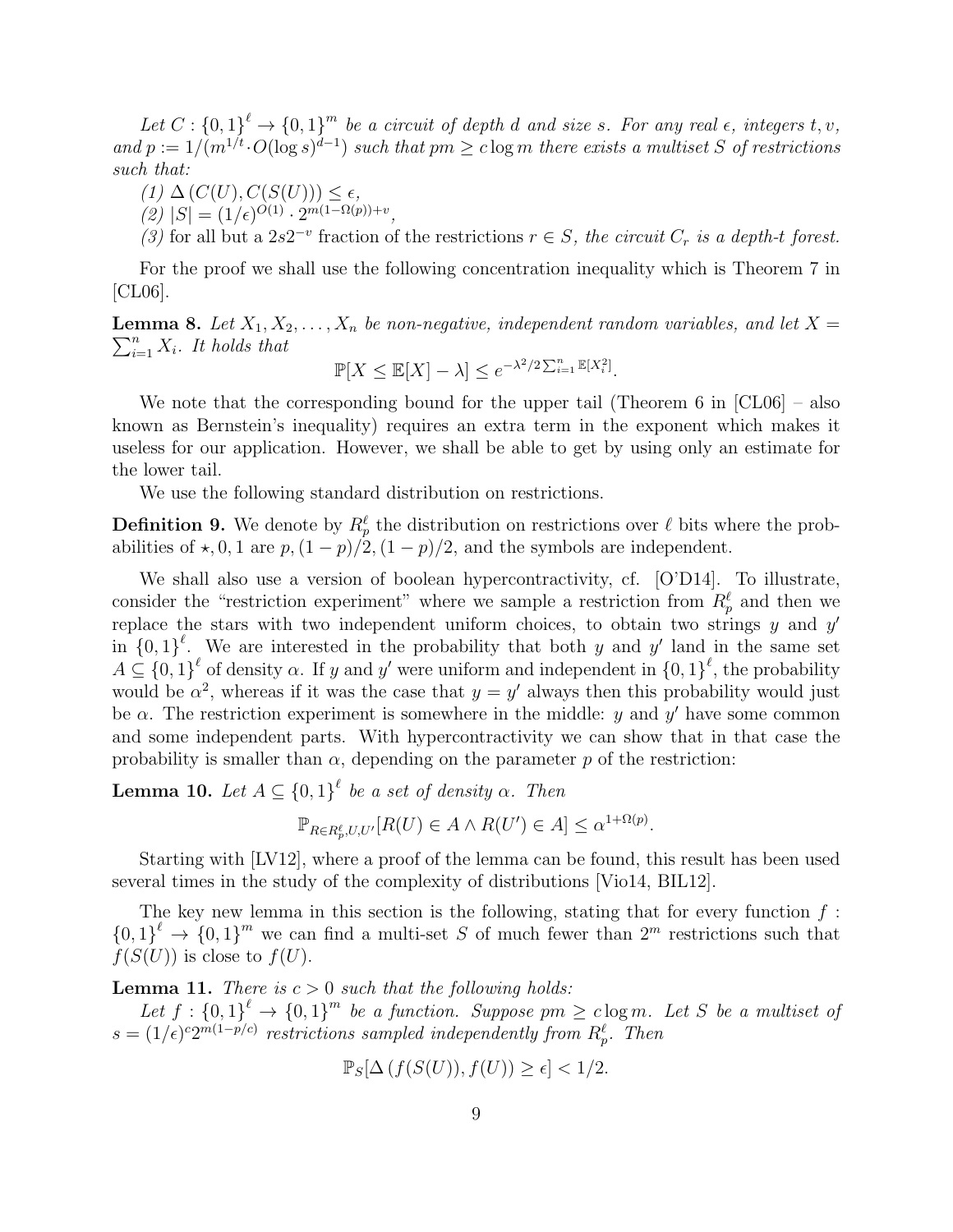*Let $C : \{0,1\}^\ell \to \{0,1\}^m$ be a circuit of depth $d$ and size $s$. For any real $\epsilon$, integers $t, v$, and $p := 1/(m^{1/t} \cdot O(\log s)^{d-1})$ such that $pm \geq c \log m$ there exists a multiset $S$ of restrictions such that:*

*(1) $\Delta\left(C(U), C(S(U))\right) \leq \epsilon$,*

*(2) $|S| = (1/\epsilon)^{O(1)} \cdot 2^{m(1-\Omega(p))+v}$,*

*(3) for all but a $2s2^{-v}$ fraction of the restrictions $r \in S$, the circuit $C_r$ is a depth-$t$ forest.*

For the proof we shall use the following concentration inequality which is Theorem 7 in [CL06].

**Lemma 8.** *Let $X_1, X_2, \ldots, X_n$ be non-negative, independent random variables, and let $X = \sum_{i=1}^n X_i$. It holds that*

$$\mathbb{P}[X \leq \mathbb{E}[X] - \lambda] \leq e^{-\lambda^2/2\sum_{i=1}^n \mathbb{E}[X_i^2]}.$$

We note that the corresponding bound for the upper tail (Theorem 6 in [CL06] – also known as Bernstein's inequality) requires an extra term in the exponent which makes it useless for our application. However, we shall be able to get by using only an estimate for the lower tail.

We use the following standard distribution on restrictions.

**Definition 9.** We denote by $R_p^\ell$ the distribution on restrictions over $\ell$ bits where the probabilities of $\star, 0, 1$ are $p, (1-p)/2, (1-p)/2$, and the symbols are independent.

We shall also use a version of boolean hypercontractivity, cf. [O'D14]. To illustrate, consider the "restriction experiment" where we sample a restriction from $R_p^\ell$ and then we replace the stars with two independent uniform choices, to obtain two strings $y$ and $y'$ in $\{0,1\}^\ell$. We are interested in the probability that both $y$ and $y'$ land in the same set $A \subseteq \{0,1\}^\ell$ of density $\alpha$. If $y$ and $y'$ were uniform and independent in $\{0,1\}^\ell$, the probability would be $\alpha^2$, whereas if it was the case that $y = y'$ always then this probability would just be $\alpha$. The restriction experiment is somewhere in the middle: $y$ and $y'$ have some common and some independent parts. With hypercontractivity we can show that in that case the probability is smaller than $\alpha$, depending on the parameter $p$ of the restriction:

**Lemma 10.** *Let $A \subseteq \{0,1\}^\ell$ be a set of density $\alpha$. Then*

$$\mathbb{P}_{R \in R_p^\ell, U, U'}[R(U) \in A \wedge R(U') \in A] \leq \alpha^{1+\Omega(p)}.$$

Starting with [LV12], where a proof of the lemma can be found, this result has been used several times in the study of the complexity of distributions [Vio14, BIL12].

The key new lemma in this section is the following, stating that for every function $f : \{0,1\}^\ell \to \{0,1\}^m$ we can find a multi-set $S$ of much fewer than $2^m$ restrictions such that $f(S(U))$ is close to $f(U)$.

**Lemma 11.** *There is $c > 0$ such that the following holds:*

*Let $f : \{0,1\}^\ell \to \{0,1\}^m$ be a function. Suppose $pm \geq c \log m$. Let $S$ be a multiset of $s = (1/\epsilon)^c 2^{m(1-p/c)}$ restrictions sampled independently from $R_p^\ell$. Then*

$$\mathbb{P}_S[\Delta\left(f(S(U)), f(U)\right) \geq \epsilon] < 1/2.$$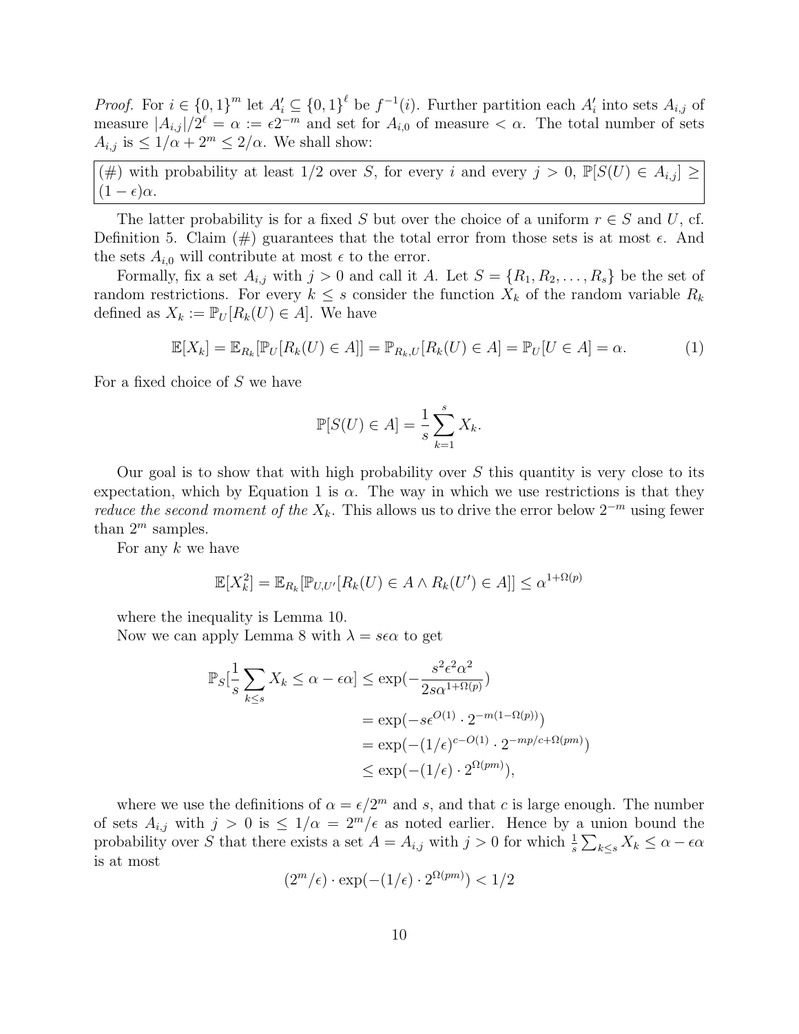*Proof.* For $i \in \{0,1\}^m$ let $A'_i \subseteq \{0,1\}^\ell$ be $f^{-1}(i)$. Further partition each $A'_i$ into sets $A_{i,j}$ of measure $|A_{i,j}|/2^\ell = \alpha := \epsilon 2^{-m}$ and set for $A_{i,0}$ of measure $< \alpha$. The total number of sets $A_{i,j}$ is $\leq 1/\alpha + 2^m \leq 2/\alpha$. We shall show:

(#) with probability at least 1/2 over $S$, for every $i$ and every $j > 0$, $\mathbb{P}[S(U) \in A_{i,j}] \geq (1-\epsilon)\alpha$.

The latter probability is for a fixed $S$ but over the choice of a uniform $r \in S$ and $U$, cf. Definition 5. Claim (#) guarantees that the total error from those sets is at most $\epsilon$. And the sets $A_{i,0}$ will contribute at most $\epsilon$ to the error.

Formally, fix a set $A_{i,j}$ with $j > 0$ and call it $A$. Let $S = \{R_1, R_2, \ldots, R_s\}$ be the set of random restrictions. For every $k \leq s$ consider the function $X_k$ of the random variable $R_k$ defined as $X_k := \mathbb{P}_U[R_k(U) \in A]$. We have

$$\mathbb{E}[X_k] = \mathbb{E}_{R_k}[\mathbb{P}_U[R_k(U) \in A]] = \mathbb{P}_{R_k,U}[R_k(U) \in A] = \mathbb{P}_U[U \in A] = \alpha. \tag{1}$$

For a fixed choice of $S$ we have

$$\mathbb{P}[S(U) \in A] = \frac{1}{s}\sum_{k=1}^{s} X_k.$$

Our goal is to show that with high probability over $S$ this quantity is very close to its expectation, which by Equation 1 is $\alpha$. The way in which we use restrictions is that they *reduce the second moment of the* $X_k$. This allows us to drive the error below $2^{-m}$ using fewer than $2^m$ samples.

For any $k$ we have

$$\mathbb{E}[X_k^2] = \mathbb{E}_{R_k}[\mathbb{P}_{U,U'}[R_k(U) \in A \wedge R_k(U') \in A]] \leq \alpha^{1+\Omega(p)}$$

where the inequality is Lemma 10.

Now we can apply Lemma 8 with $\lambda = s\epsilon\alpha$ to get

$$\begin{aligned}
\mathbb{P}_S[\frac{1}{s}\sum_{k \leq s} X_k \leq \alpha - \epsilon\alpha] &\leq \exp(-\frac{s^2\epsilon^2\alpha^2}{2s\alpha^{1+\Omega(p)}}) \\
&= \exp(-s\epsilon^{O(1)} \cdot 2^{-m(1-\Omega(p))}) \\
&= \exp(-(1/\epsilon)^{c-O(1)} \cdot 2^{-mp/c+\Omega(pm)}) \\
&\leq \exp(-(1/\epsilon) \cdot 2^{\Omega(pm)}),
\end{aligned}$$

where we use the definitions of $\alpha = \epsilon/2^m$ and $s$, and that $c$ is large enough. The number of sets $A_{i,j}$ with $j > 0$ is $\leq 1/\alpha = 2^m/\epsilon$ as noted earlier. Hence by a union bound the probability over $S$ that there exists a set $A = A_{i,j}$ with $j > 0$ for which $\frac{1}{s}\sum_{k\leq s} X_k \leq \alpha - \epsilon\alpha$ is at most

$$(2^m/\epsilon) \cdot \exp(-(1/\epsilon) \cdot 2^{\Omega(pm)}) < 1/2$$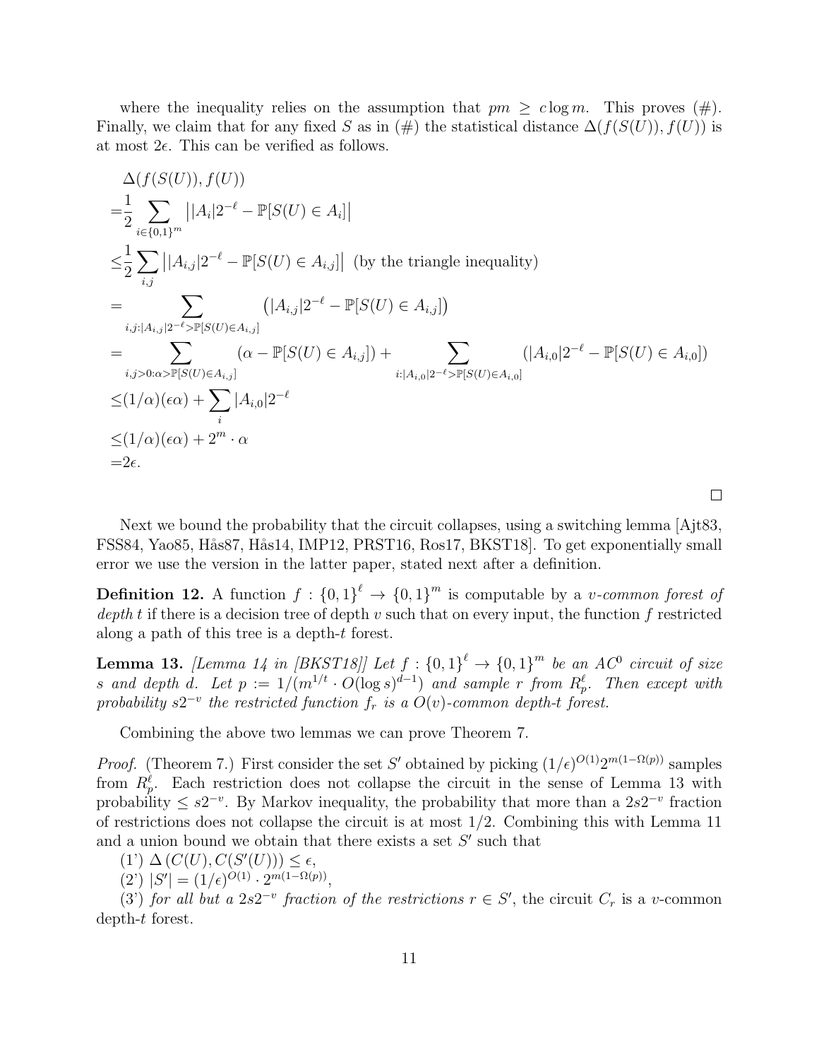where the inequality relies on the assumption that $pm \geq c \log m$. This proves (#). Finally, we claim that for any fixed $S$ as in (#) the statistical distance $\Delta(f(S(U)), f(U))$ is at most $2\epsilon$. This can be verified as follows.

$$
\begin{aligned}
&\Delta(f(S(U)), f(U)) \\
=&\frac{1}{2} \sum_{i \in \{0,1\}^m} \left| |A_i| 2^{-\ell} - \mathbb{P}[S(U) \in A_i] \right| \\
\leq& \frac{1}{2} \sum_{i,j} \left| |A_{i,j}| 2^{-\ell} - \mathbb{P}[S(U) \in A_{i,j}] \right| \text{ (by the triangle inequality)} \\
=& \sum_{i,j : |A_{i,j}| 2^{-\ell} > \mathbb{P}[S(U) \in A_{i,j}]} \left( |A_{i,j}| 2^{-\ell} - \mathbb{P}[S(U) \in A_{i,j}] \right) \\
=& \sum_{i,j > 0 : \alpha > \mathbb{P}[S(U) \in A_{i,j}]} (\alpha - \mathbb{P}[S(U) \in A_{i,j}]) + \sum_{i : |A_{i,0}| 2^{-\ell} > \mathbb{P}[S(U) \in A_{i,0}]} (|A_{i,0}| 2^{-\ell} - \mathbb{P}[S(U) \in A_{i,0}]) \\
\leq& (1/\alpha)(\epsilon\alpha) + \sum_i |A_{i,0}| 2^{-\ell} \\
\leq& (1/\alpha)(\epsilon\alpha) + 2^m \cdot \alpha \\
=& 2\epsilon.
\end{aligned}
$$

□

Next we bound the probability that the circuit collapses, using a switching lemma [Ajt83, FSS84, Yao85, Hås87, Hås14, IMP12, PRST16, Ros17, BKST18]. To get exponentially small error we use the version in the latter paper, stated next after a definition.

**Definition 12.** A function $f : \{0,1\}^\ell \to \{0,1\}^m$ is computable by a *$v$-common forest of depth $t$* if there is a decision tree of depth $v$ such that on every input, the function $f$ restricted along a path of this tree is a depth-$t$ forest.

**Lemma 13.** *[Lemma 14 in [BKST18]] Let $f : \{0,1\}^\ell \to \{0,1\}^m$ be an $AC^0$ circuit of size $s$ and depth $d$. Let $p := 1/(m^{1/t} \cdot O(\log s)^{d-1})$ and sample $r$ from $R_p^\ell$. Then except with probability $s2^{-v}$ the restricted function $f_r$ is a $O(v)$-common depth-$t$ forest.*

Combining the above two lemmas we can prove Theorem 7.

*Proof.* (Theorem 7.) First consider the set $S'$ obtained by picking $(1/\epsilon)^{O(1)} 2^{m(1-\Omega(p))}$ samples from $R_p^\ell$. Each restriction does not collapse the circuit in the sense of Lemma 13 with probability $\leq s2^{-v}$. By Markov inequality, the probability that more than a $2s2^{-v}$ fraction of restrictions does not collapse the circuit is at most $1/2$. Combining this with Lemma 11 and a union bound we obtain that there exists a set $S'$ such that

(1') $\Delta\left(C(U), C(S'(U))\right) \leq \epsilon$,

(2') $|S'| = (1/\epsilon)^{O(1)} \cdot 2^{m(1-\Omega(p))}$,

(3') *for all but a $2s2^{-v}$ fraction of the restrictions $r \in S'$*, the circuit $C_r$ is a $v$-common depth-$t$ forest.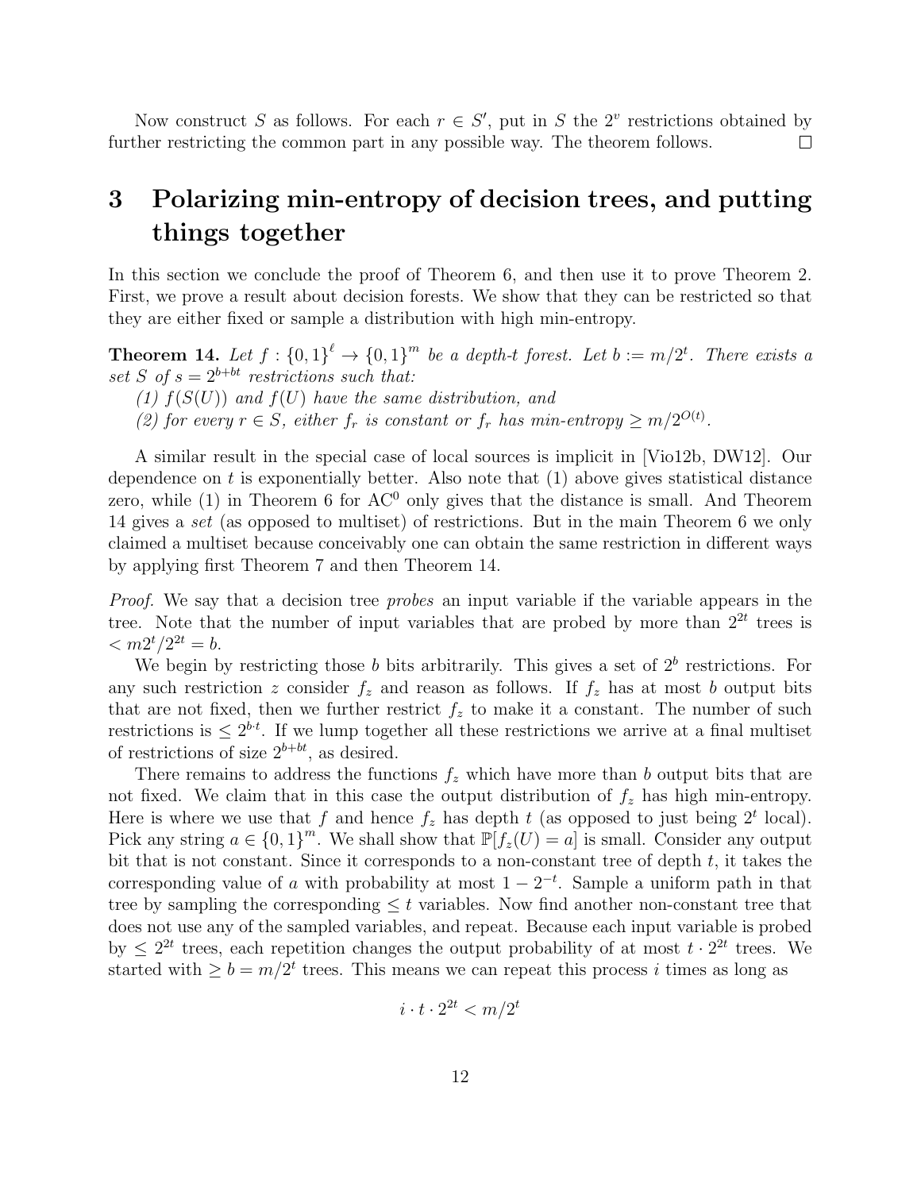Now construct $S$ as follows. For each $r \in S'$, put in $S$ the $2^v$ restrictions obtained by further restricting the common part in any possible way. The theorem follows. □

# 3 Polarizing min-entropy of decision trees, and putting things together

In this section we conclude the proof of Theorem 6, and then use it to prove Theorem 2. First, we prove a result about decision forests. We show that they can be restricted so that they are either fixed or sample a distribution with high min-entropy.

**Theorem 14.** *Let $f : \{0,1\}^\ell \to \{0,1\}^m$ be a depth-$t$ forest. Let $b := m/2^t$. There exists a set $S$ of $s = 2^{b+bt}$ restrictions such that:*
*(1) $f(S(U))$ and $f(U)$ have the same distribution, and*
*(2) for every $r \in S$, either $f_r$ is constant or $f_r$ has min-entropy $\geq m/2^{O(t)}$.*

A similar result in the special case of local sources is implicit in [Vio12b, DW12]. Our dependence on $t$ is exponentially better. Also note that (1) above gives statistical distance zero, while (1) in Theorem 6 for $\mathrm{AC}^0$ only gives that the distance is small. And Theorem 14 gives a *set* (as opposed to multiset) of restrictions. But in the main Theorem 6 we only claimed a multiset because conceivably one can obtain the same restriction in different ways by applying first Theorem 7 and then Theorem 14.

*Proof.* We say that a decision tree *probes* an input variable if the variable appears in the tree. Note that the number of input variables that are probed by more than $2^{2t}$ trees is $< m2^t/2^{2t} = b$.

We begin by restricting those $b$ bits arbitrarily. This gives a set of $2^b$ restrictions. For any such restriction $z$ consider $f_z$ and reason as follows. If $f_z$ has at most $b$ output bits that are not fixed, then we further restrict $f_z$ to make it a constant. The number of such restrictions is $\leq 2^{b \cdot t}$. If we lump together all these restrictions we arrive at a final multiset of restrictions of size $2^{b+bt}$, as desired.

There remains to address the functions $f_z$ which have more than $b$ output bits that are not fixed. We claim that in this case the output distribution of $f_z$ has high min-entropy. Here is where we use that $f$ and hence $f_z$ has depth $t$ (as opposed to just being $2^t$ local). Pick any string $a \in \{0,1\}^m$. We shall show that $\mathbb{P}[f_z(U) = a]$ is small. Consider any output bit that is not constant. Since it corresponds to a non-constant tree of depth $t$, it takes the corresponding value of $a$ with probability at most $1 - 2^{-t}$. Sample a uniform path in that tree by sampling the corresponding $\leq t$ variables. Now find another non-constant tree that does not use any of the sampled variables, and repeat. Because each input variable is probed by $\leq 2^{2t}$ trees, each repetition changes the output probability of at most $t \cdot 2^{2t}$ trees. We started with $\geq b = m/2^t$ trees. This means we can repeat this process $i$ times as long as

$$i \cdot t \cdot 2^{2t} < m/2^t$$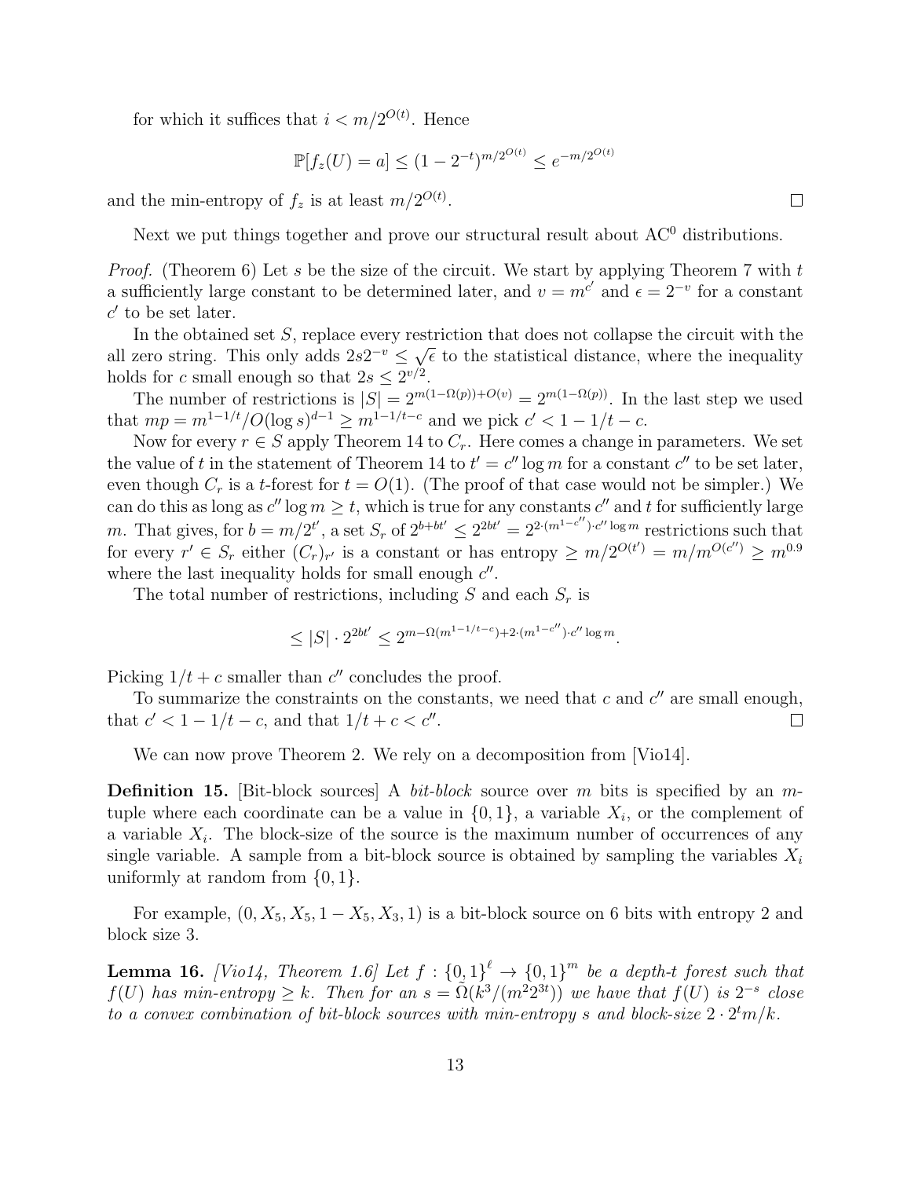for which it suffices that $i < m/2^{O(t)}$. Hence

$$\mathbb{P}[f_z(U) = a] \leq (1 - 2^{-t})^{m/2^{O(t)}} \leq e^{-m/2^{O(t)}}$$

and the min-entropy of $f_z$ is at least $m/2^{O(t)}$. $\square$

Next we put things together and prove our structural result about $\mathrm{AC}^0$ distributions.

*Proof.* (Theorem 6) Let $s$ be the size of the circuit. We start by applying Theorem 7 with $t$ a sufficiently large constant to be determined later, and $v = m^{c'}$ and $\epsilon = 2^{-v}$ for a constant $c'$ to be set later.

In the obtained set $S$, replace every restriction that does not collapse the circuit with the all zero string. This only adds $2s2^{-v} \leq \sqrt{\epsilon}$ to the statistical distance, where the inequality holds for $c$ small enough so that $2s \leq 2^{v/2}$.

The number of restrictions is $|S| = 2^{m(1-\Omega(p))+O(v)} = 2^{m(1-\Omega(p))}$. In the last step we used that $mp = m^{1-1/t}/O(\log s)^{d-1} \geq m^{1-1/t-c}$ and we pick $c' < 1 - 1/t - c$.

Now for every $r \in S$ apply Theorem 14 to $C_r$. Here comes a change in parameters. We set the value of $t$ in the statement of Theorem 14 to $t' = c'' \log m$ for a constant $c''$ to be set later, even though $C_r$ is a $t$-forest for $t = O(1)$. (The proof of that case would not be simpler.) We can do this as long as $c'' \log m \geq t$, which is true for any constants $c''$ and $t$ for sufficiently large $m$. That gives, for $b = m/2^{t'}$, a set $S_r$ of $2^{b+bt'} \leq 2^{2bt'} = 2^{2\cdot(m^{1-c''})\cdot c'' \log m}$ restrictions such that for every $r' \in S_r$ either $(C_r)_{r'}$ is a constant or has entropy $\geq m/2^{O(t')} = m/m^{O(c'')} \geq m^{0.9}$ where the last inequality holds for small enough $c''$.

The total number of restrictions, including $S$ and each $S_r$ is

$$\leq |S| \cdot 2^{2bt'} \leq 2^{m - \Omega(m^{1-1/t-c}) + 2\cdot(m^{1-c''})\cdot c'' \log m}.$$

Picking $1/t + c$ smaller than $c''$ concludes the proof.

To summarize the constraints on the constants, we need that $c$ and $c''$ are small enough, that $c' < 1 - 1/t - c$, and that $1/t + c < c''$. $\square$

We can now prove Theorem 2. We rely on a decomposition from [Vio14].

**Definition 15.** [Bit-block sources] A *bit-block* source over $m$ bits is specified by an $m$-tuple where each coordinate can be a value in $\{0, 1\}$, a variable $X_i$, or the complement of a variable $X_i$. The block-size of the source is the maximum number of occurrences of any single variable. A sample from a bit-block source is obtained by sampling the variables $X_i$ uniformly at random from $\{0, 1\}$.

For example, $(0, X_5, X_5, 1 - X_5, X_3, 1)$ is a bit-block source on 6 bits with entropy 2 and block size 3.

**Lemma 16.** *[Vio14, Theorem 1.6] Let $f : \{0, 1\}^\ell \to \{0, 1\}^m$ be a depth-$t$ forest such that $f(U)$ has min-entropy $\geq k$. Then for an $s = \tilde{\Omega}(k^3/(m^2 2^{3t}))$ we have that $f(U)$ is $2^{-s}$ close to a convex combination of bit-block sources with min-entropy $s$ and block-size $2 \cdot 2^t m/k$.*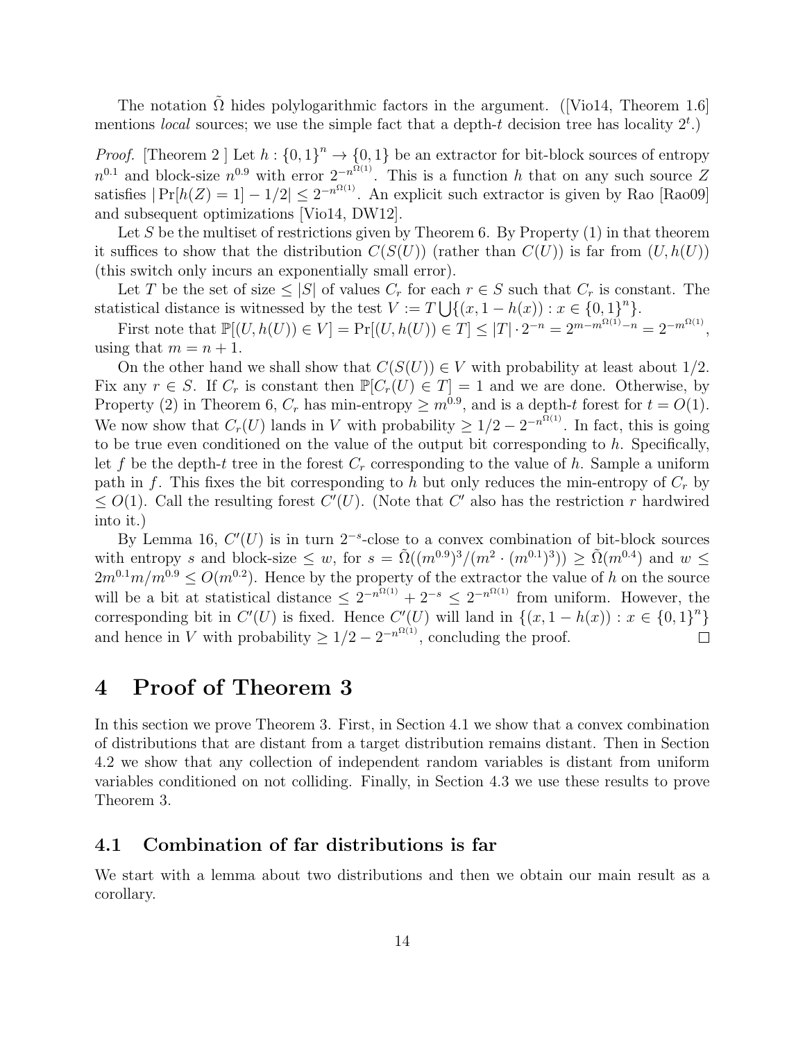The notation $\tilde{\Omega}$ hides polylogarithmic factors in the argument. ([Vio14, Theorem 1.6] mentions *local* sources; we use the simple fact that a depth-$t$ decision tree has locality $2^t$.)

*Proof.* [Theorem 2 ] Let $h : \{0,1\}^n \to \{0,1\}$ be an extractor for bit-block sources of entropy $n^{0.1}$ and block-size $n^{0.9}$ with error $2^{-n^{\Omega(1)}}$. This is a function $h$ that on any such source $Z$ satisfies $|\Pr[h(Z) = 1] - 1/2| \leq 2^{-n^{\Omega(1)}}$. An explicit such extractor is given by Rao [Rao09] and subsequent optimizations [Vio14, DW12].

Let $S$ be the multiset of restrictions given by Theorem 6. By Property (1) in that theorem it suffices to show that the distribution $C(S(U))$ (rather than $C(U)$) is far from $(U, h(U))$ (this switch only incurs an exponentially small error).

Let $T$ be the set of size $\leq |S|$ of values $C_r$ for each $r \in S$ such that $C_r$ is constant. The statistical distance is witnessed by the test $V := T \bigcup \{(x, 1 - h(x)) : x \in \{0,1\}^n\}$.

First note that $\mathbb{P}[(U, h(U)) \in V] = \Pr[(U, h(U)) \in T] \leq |T| \cdot 2^{-n} = 2^{m - m^{\Omega(1)} - n} = 2^{-m^{\Omega(1)}}$, using that $m = n + 1$.

On the other hand we shall show that $C(S(U)) \in V$ with probability at least about 1/2. Fix any $r \in S$. If $C_r$ is constant then $\mathbb{P}[C_r(U) \in T] = 1$ and we are done. Otherwise, by Property (2) in Theorem 6, $C_r$ has min-entropy $\geq m^{0.9}$, and is a depth-$t$ forest for $t = O(1)$. We now show that $C_r(U)$ lands in $V$ with probability $\geq 1/2 - 2^{-n^{\Omega(1)}}$. In fact, this is going to be true even conditioned on the value of the output bit corresponding to $h$. Specifically, let $f$ be the depth-$t$ tree in the forest $C_r$ corresponding to the value of $h$. Sample a uniform path in $f$. This fixes the bit corresponding to $h$ but only reduces the min-entropy of $C_r$ by $\leq O(1)$. Call the resulting forest $C'(U)$. (Note that $C'$ also has the restriction $r$ hardwired into it.)

By Lemma 16, $C'(U)$ is in turn $2^{-s}$-close to a convex combination of bit-block sources with entropy $s$ and block-size $\leq w$, for $s = \tilde{\Omega}((m^{0.9})^3/(m^2 \cdot (m^{0.1})^3)) \geq \tilde{\Omega}(m^{0.4})$ and $w \leq 2m^{0.1}m/m^{0.9} \leq O(m^{0.2})$. Hence by the property of the extractor the value of $h$ on the source will be a bit at statistical distance $\leq 2^{-n^{\Omega(1)}} + 2^{-s} \leq 2^{-n^{\Omega(1)}}$ from uniform. However, the corresponding bit in $C'(U)$ is fixed. Hence $C'(U)$ will land in $\{(x, 1 - h(x)) : x \in \{0,1\}^n\}$ and hence in $V$ with probability $\geq 1/2 - 2^{-n^{\Omega(1)}}$, concluding the proof. $\square$

# 4 Proof of Theorem 3

In this section we prove Theorem 3. First, in Section 4.1 we show that a convex combination of distributions that are distant from a target distribution remains distant. Then in Section 4.2 we show that any collection of independent random variables is distant from uniform variables conditioned on not colliding. Finally, in Section 4.3 we use these results to prove Theorem 3.

## 4.1 Combination of far distributions is far

We start with a lemma about two distributions and then we obtain our main result as a corollary.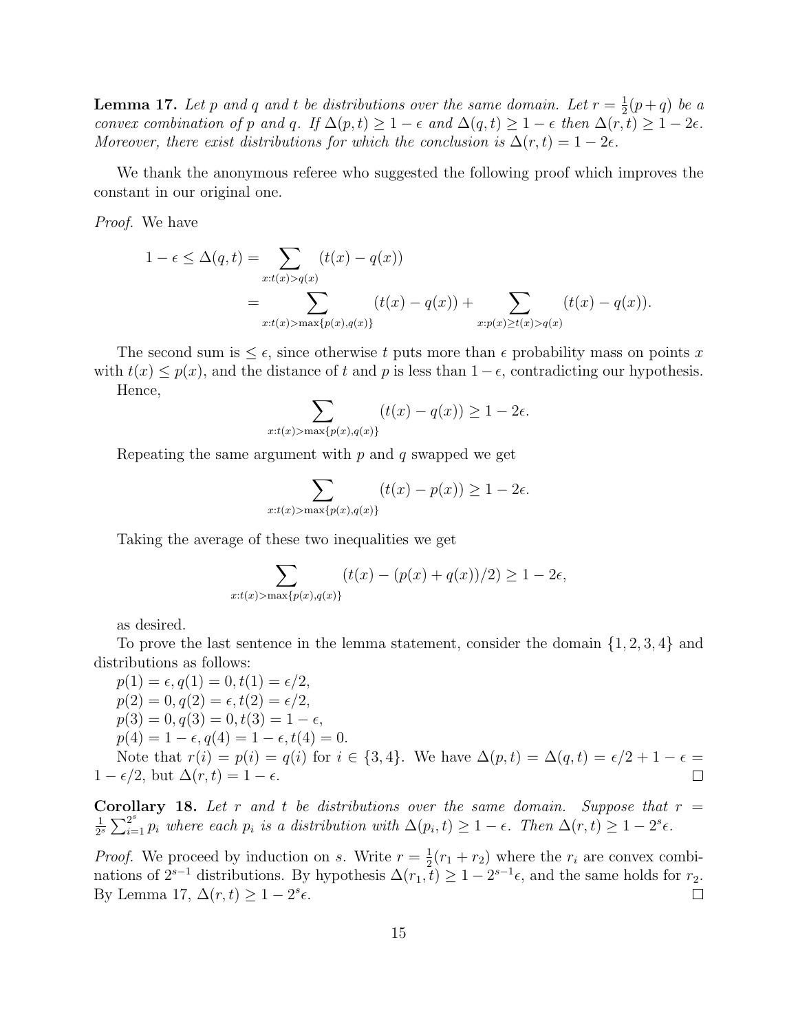**Lemma 17.** *Let $p$ and $q$ and $t$ be distributions over the same domain. Let $r = \frac{1}{2}(p+q)$ be a convex combination of $p$ and $q$. If $\Delta(p,t) \geq 1-\epsilon$ and $\Delta(q,t) \geq 1-\epsilon$ then $\Delta(r,t) \geq 1-2\epsilon$. Moreover, there exist distributions for which the conclusion is $\Delta(r,t) = 1-2\epsilon$.*

We thank the anonymous referee who suggested the following proof which improves the constant in our original one.

*Proof.* We have

$$
\begin{aligned}
1-\epsilon \leq \Delta(q,t) &= \sum_{x:t(x)>q(x)} (t(x)-q(x)) \\
&= \sum_{x:t(x)>\max\{p(x),q(x)\}} (t(x)-q(x)) + \sum_{x:p(x)\geq t(x)>q(x)} (t(x)-q(x)).
\end{aligned}
$$

The second sum is $\leq \epsilon$, since otherwise $t$ puts more than $\epsilon$ probability mass on points $x$ with $t(x) \leq p(x)$, and the distance of $t$ and $p$ is less than $1-\epsilon$, contradicting our hypothesis.

Hence,

$$
\sum_{x:t(x)>\max\{p(x),q(x)\}} (t(x)-q(x)) \geq 1-2\epsilon.
$$

Repeating the same argument with $p$ and $q$ swapped we get

$$
\sum_{x:t(x)>\max\{p(x),q(x)\}} (t(x)-p(x)) \geq 1-2\epsilon.
$$

Taking the average of these two inequalities we get

$$
\sum_{x:t(x)>\max\{p(x),q(x)\}} (t(x)-(p(x)+q(x))/2) \geq 1-2\epsilon,
$$

as desired.

To prove the last sentence in the lemma statement, consider the domain $\{1,2,3,4\}$ and distributions as follows:

$p(1) = \epsilon, q(1) = 0, t(1) = \epsilon/2,$
$p(2) = 0, q(2) = \epsilon, t(2) = \epsilon/2,$
$p(3) = 0, q(3) = 0, t(3) = 1-\epsilon,$
$p(4) = 1-\epsilon, q(4) = 1-\epsilon, t(4) = 0.$

Note that $r(i) = p(i) = q(i)$ for $i \in \{3,4\}$. We have $\Delta(p,t) = \Delta(q,t) = \epsilon/2 + 1 - \epsilon = 1-\epsilon/2$, but $\Delta(r,t) = 1-\epsilon$. $\square$

**Corollary 18.** *Let $r$ and $t$ be distributions over the same domain. Suppose that $r = \frac{1}{2^s}\sum_{i=1}^{2^s} p_i$ where each $p_i$ is a distribution with $\Delta(p_i,t) \geq 1-\epsilon$. Then $\Delta(r,t) \geq 1-2^s\epsilon$.*

*Proof.* We proceed by induction on $s$. Write $r = \frac{1}{2}(r_1+r_2)$ where the $r_i$ are convex combinations of $2^{s-1}$ distributions. By hypothesis $\Delta(r_1,t) \geq 1-2^{s-1}\epsilon$, and the same holds for $r_2$. By Lemma 17, $\Delta(r,t) \geq 1-2^s\epsilon$. $\square$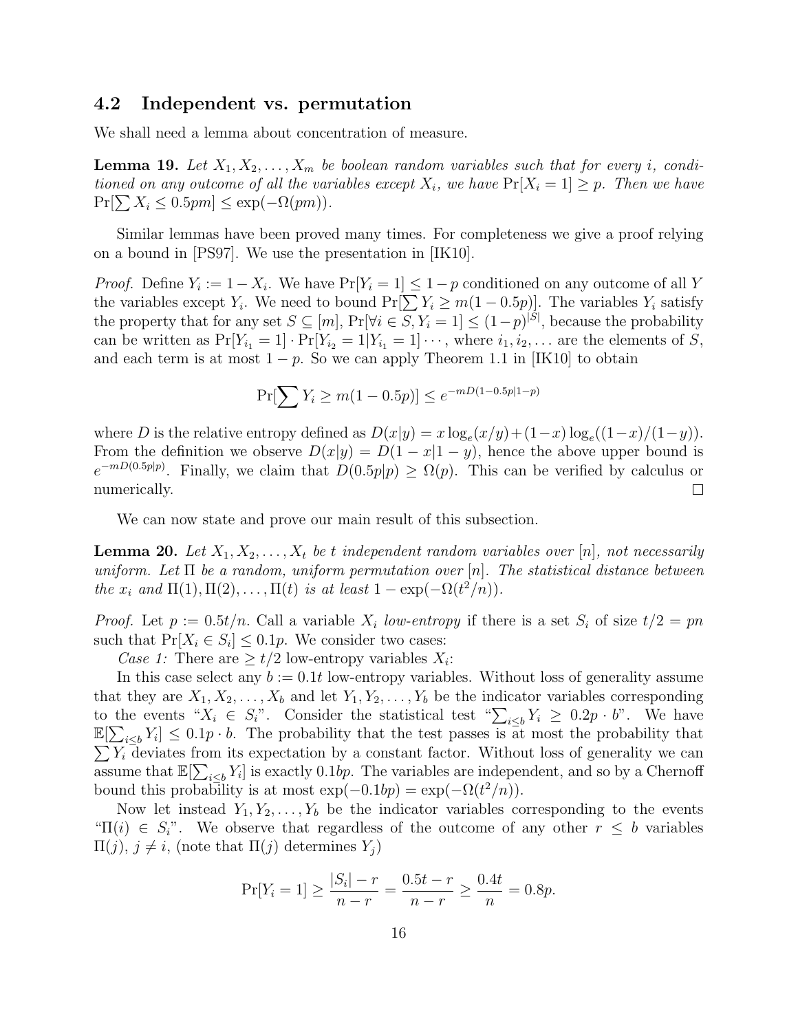### 4.2 Independent vs. permutation

We shall need a lemma about concentration of measure.

**Lemma 19.** *Let $X_1, X_2, \ldots, X_m$ be boolean random variables such that for every $i$, conditioned on any outcome of all the variables except $X_i$, we have $\Pr[X_i = 1] \geq p$. Then we have $\Pr[\sum X_i \leq 0.5pm] \leq \exp(-\Omega(pm))$.*

Similar lemmas have been proved many times. For completeness we give a proof relying on a bound in [PS97]. We use the presentation in [IK10].

*Proof.* Define $Y_i := 1 - X_i$. We have $\Pr[Y_i = 1] \leq 1 - p$ conditioned on any outcome of all $Y$ the variables except $Y_i$. We need to bound $\Pr[\sum Y_i \geq m(1 - 0.5p)]$. The variables $Y_i$ satisfy the property that for any set $S \subseteq [m]$, $\Pr[\forall i \in S, Y_i = 1] \leq (1-p)^{|S|}$, because the probability can be written as $\Pr[Y_{i_1} = 1] \cdot \Pr[Y_{i_2} = 1 | Y_{i_1} = 1] \cdots$, where $i_1, i_2, \ldots$ are the elements of $S$, and each term is at most $1 - p$. So we can apply Theorem 1.1 in [IK10] to obtain

$$\Pr[\sum Y_i \geq m(1 - 0.5p)] \leq e^{-mD(1-0.5p|1-p)}$$

where $D$ is the relative entropy defined as $D(x|y) = x \log_e(x/y) + (1-x)\log_e((1-x)/(1-y))$. From the definition we observe $D(x|y) = D(1-x|1-y)$, hence the above upper bound is $e^{-mD(0.5p|p)}$. Finally, we claim that $D(0.5p|p) \geq \Omega(p)$. This can be verified by calculus or numerically. $\square$

We can now state and prove our main result of this subsection.

**Lemma 20.** *Let $X_1, X_2, \ldots, X_t$ be $t$ independent random variables over $[n]$, not necessarily uniform. Let $\Pi$ be a random, uniform permutation over $[n]$. The statistical distance between the $x_i$ and $\Pi(1), \Pi(2), \ldots, \Pi(t)$ is at least $1 - \exp(-\Omega(t^2/n))$.*

*Proof.* Let $p := 0.5t/n$. Call a variable $X_i$ *low-entropy* if there is a set $S_i$ of size $t/2 = pn$ such that $\Pr[X_i \in S_i] \leq 0.1p$. We consider two cases:

*Case 1:* There are $\geq t/2$ low-entropy variables $X_i$:

In this case select any $b := 0.1t$ low-entropy variables. Without loss of generality assume that they are $X_1, X_2, \ldots, X_b$ and let $Y_1, Y_2, \ldots, Y_b$ be the indicator variables corresponding to the events "$X_i \in S_i$". Consider the statistical test "$\sum_{i \leq b} Y_i \geq 0.2p \cdot b$". We have $\mathbb{E}[\sum_{i \leq b} Y_i] \leq 0.1p \cdot b$. The probability that the test passes is at most the probability that $\sum Y_i$ deviates from its expectation by a constant factor. Without loss of generality we can assume that $\mathbb{E}[\sum_{i \leq b} Y_i]$ is exactly $0.1bp$. The variables are independent, and so by a Chernoff bound this probability is at most $\exp(-0.1bp) = \exp(-\Omega(t^2/n))$.

Now let instead $Y_1, Y_2, \ldots, Y_b$ be the indicator variables corresponding to the events "$\Pi(i) \in S_i$". We observe that regardless of the outcome of any other $r \leq b$ variables $\Pi(j)$, $j \neq i$, (note that $\Pi(j)$ determines $Y_j$)

$$\Pr[Y_i = 1] \geq \frac{|S_i| - r}{n - r} = \frac{0.5t - r}{n - r} \geq \frac{0.4t}{n} = 0.8p.$$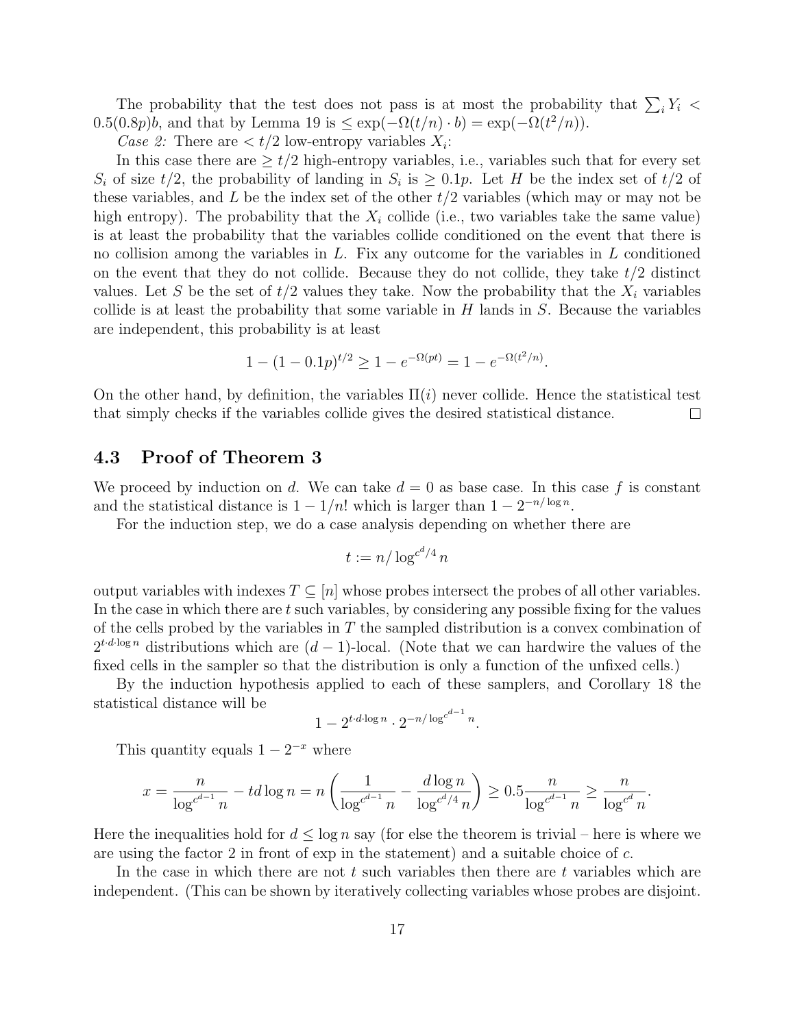The probability that the test does not pass is at most the probability that $\sum_i Y_i < 0.5(0.8p)b$, and that by Lemma 19 is $\leq \exp(-\Omega(t/n) \cdot b) = \exp(-\Omega(t^2/n))$.

*Case 2:* There are $< t/2$ low-entropy variables $X_i$:

In this case there are $\geq t/2$ high-entropy variables, i.e., variables such that for every set $S_i$ of size $t/2$, the probability of landing in $S_i$ is $\geq 0.1p$. Let $H$ be the index set of $t/2$ of these variables, and $L$ be the index set of the other $t/2$ variables (which may or may not be high entropy). The probability that the $X_i$ collide (i.e., two variables take the same value) is at least the probability that the variables collide conditioned on the event that there is no collision among the variables in $L$. Fix any outcome for the variables in $L$ conditioned on the event that they do not collide. Because they do not collide, they take $t/2$ distinct values. Let $S$ be the set of $t/2$ values they take. Now the probability that the $X_i$ variables collide is at least the probability that some variable in $H$ lands in $S$. Because the variables are independent, this probability is at least

$$1 - (1 - 0.1p)^{t/2} \geq 1 - e^{-\Omega(pt)} = 1 - e^{-\Omega(t^2/n)}.$$

On the other hand, by definition, the variables $\Pi(i)$ never collide. Hence the statistical test that simply checks if the variables collide gives the desired statistical distance. $\square$

## 4.3 Proof of Theorem 3

We proceed by induction on $d$. We can take $d = 0$ as base case. In this case $f$ is constant and the statistical distance is $1 - 1/n!$ which is larger than $1 - 2^{-n/\log n}$.

For the induction step, we do a case analysis depending on whether there are

$$t := n/\log^{c^d/4} n$$

output variables with indexes $T \subseteq [n]$ whose probes intersect the probes of all other variables. In the case in which there are $t$ such variables, by considering any possible fixing for the values of the cells probed by the variables in $T$ the sampled distribution is a convex combination of $2^{t \cdot d \cdot \log n}$ distributions which are $(d-1)$-local. (Note that we can hardwire the values of the fixed cells in the sampler so that the distribution is only a function of the unfixed cells.)

By the induction hypothesis applied to each of these samplers, and Corollary 18 the statistical distance will be

$$1 - 2^{t \cdot d \cdot \log n} \cdot 2^{-n/\log^{c^{d-1}} n}.$$

This quantity equals $1 - 2^{-x}$ where

$$x = \frac{n}{\log^{c^{d-1}} n} - td \log n = n\left(\frac{1}{\log^{c^{d-1}} n} - \frac{d \log n}{\log^{c^d/4} n}\right) \geq 0.5\frac{n}{\log^{c^{d-1}} n} \geq \frac{n}{\log^{c^d} n}.$$

Here the inequalities hold for $d \leq \log n$ say (for else the theorem is trivial – here is where we are using the factor 2 in front of exp in the statement) and a suitable choice of $c$.

In the case in which there are not $t$ such variables then there are $t$ variables which are independent. (This can be shown by iteratively collecting variables whose probes are disjoint.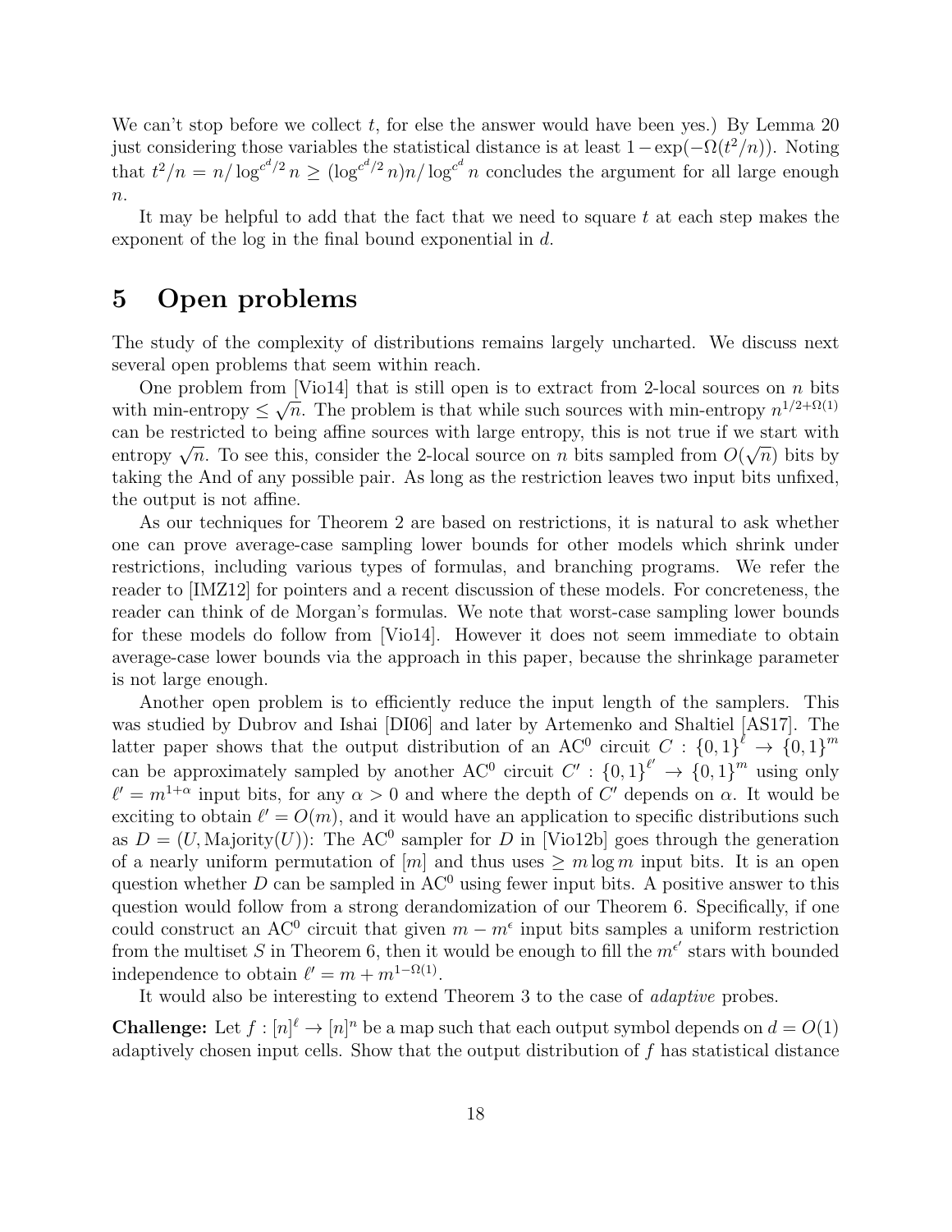We can't stop before we collect $t$, for else the answer would have been yes.) By Lemma 20 just considering those variables the statistical distance is at least $1 - \exp(-\Omega(t^2/n))$. Noting that $t^2/n = n/\log^{c^d/2} n \geq (\log^{c^d/2} n)n/\log^{c^d} n$ concludes the argument for all large enough $n$.

It may be helpful to add that the fact that we need to square $t$ at each step makes the exponent of the log in the final bound exponential in $d$.

# 5 Open problems

The study of the complexity of distributions remains largely uncharted. We discuss next several open problems that seem within reach.

One problem from [Vio14] that is still open is to extract from 2-local sources on $n$ bits with min-entropy $\leq \sqrt{n}$. The problem is that while such sources with min-entropy $n^{1/2+\Omega(1)}$ can be restricted to being affine sources with large entropy, this is not true if we start with entropy $\sqrt{n}$. To see this, consider the 2-local source on $n$ bits sampled from $O(\sqrt{n})$ bits by taking the And of any possible pair. As long as the restriction leaves two input bits unfixed, the output is not affine.

As our techniques for Theorem 2 are based on restrictions, it is natural to ask whether one can prove average-case sampling lower bounds for other models which shrink under restrictions, including various types of formulas, and branching programs. We refer the reader to [IMZ12] for pointers and a recent discussion of these models. For concreteness, the reader can think of de Morgan's formulas. We note that worst-case sampling lower bounds for these models do follow from [Vio14]. However it does not seem immediate to obtain average-case lower bounds via the approach in this paper, because the shrinkage parameter is not large enough.

Another open problem is to efficiently reduce the input length of the samplers. This was studied by Dubrov and Ishai [DI06] and later by Artemenko and Shaltiel [AS17]. The latter paper shows that the output distribution of an $\mathrm{AC}^0$ circuit $C : \{0,1\}^\ell \to \{0,1\}^m$ can be approximately sampled by another $\mathrm{AC}^0$ circuit $C' : \{0,1\}^{\ell'} \to \{0,1\}^m$ using only $\ell' = m^{1+\alpha}$ input bits, for any $\alpha > 0$ and where the depth of $C'$ depends on $\alpha$. It would be exciting to obtain $\ell' = O(m)$, and it would have an application to specific distributions such as $D = (U, \mathrm{Majority}(U))$: The $\mathrm{AC}^0$ sampler for $D$ in [Vio12b] goes through the generation of a nearly uniform permutation of $[m]$ and thus uses $\geq m \log m$ input bits. It is an open question whether $D$ can be sampled in $\mathrm{AC}^0$ using fewer input bits. A positive answer to this question would follow from a strong derandomization of our Theorem 6. Specifically, if one could construct an $\mathrm{AC}^0$ circuit that given $m - m^\epsilon$ input bits samples a uniform restriction from the multiset $S$ in Theorem 6, then it would be enough to fill the $m^{\epsilon'}$ stars with bounded independence to obtain $\ell' = m + m^{1-\Omega(1)}$.

It would also be interesting to extend Theorem 3 to the case of *adaptive* probes.

**Challenge:** Let $f : [n]^\ell \to [n]^n$ be a map such that each output symbol depends on $d = O(1)$ adaptively chosen input cells. Show that the output distribution of $f$ has statistical distance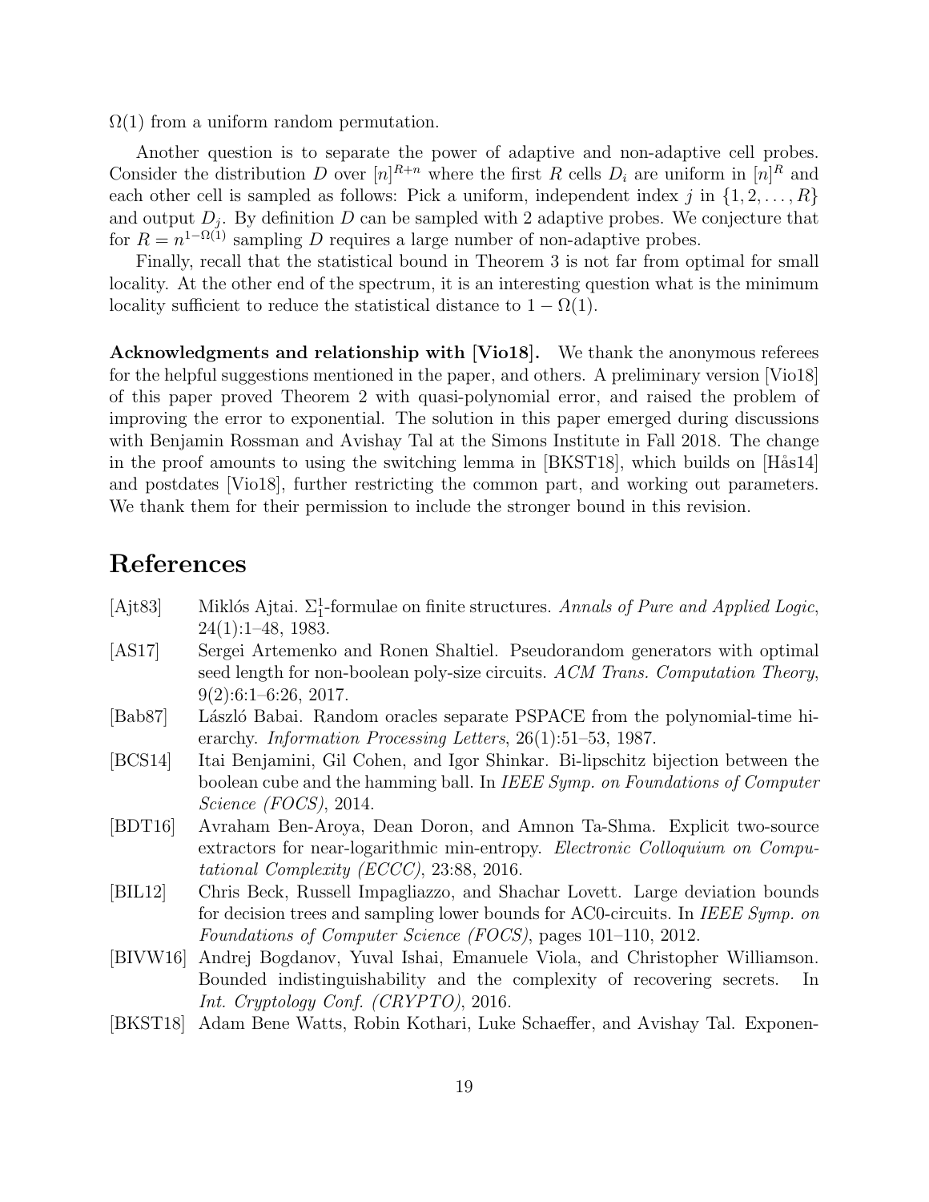$\Omega(1)$ from a uniform random permutation.

Another question is to separate the power of adaptive and non-adaptive cell probes. Consider the distribution $D$ over $[n]^{R+n}$ where the first $R$ cells $D_i$ are uniform in $[n]^R$ and each other cell is sampled as follows: Pick a uniform, independent index $j$ in $\{1, 2, \ldots, R\}$ and output $D_j$. By definition $D$ can be sampled with 2 adaptive probes. We conjecture that for $R = n^{1-\Omega(1)}$ sampling $D$ requires a large number of non-adaptive probes.

Finally, recall that the statistical bound in Theorem 3 is not far from optimal for small locality. At the other end of the spectrum, it is an interesting question what is the minimum locality sufficient to reduce the statistical distance to $1 - \Omega(1)$.

**Acknowledgments and relationship with [Vio18].** We thank the anonymous referees for the helpful suggestions mentioned in the paper, and others. A preliminary version [Vio18] of this paper proved Theorem 2 with quasi-polynomial error, and raised the problem of improving the error to exponential. The solution in this paper emerged during discussions with Benjamin Rossman and Avishay Tal at the Simons Institute in Fall 2018. The change in the proof amounts to using the switching lemma in [BKST18], which builds on [Hås14] and postdates [Vio18], further restricting the common part, and working out parameters. We thank them for their permission to include the stronger bound in this revision.

# References

- [Ajt83] Miklós Ajtai. $\Sigma_1^1$-formulae on finite structures. *Annals of Pure and Applied Logic*, 24(1):1–48, 1983.
- [AS17] Sergei Artemenko and Ronen Shaltiel. Pseudorandom generators with optimal seed length for non-boolean poly-size circuits. *ACM Trans. Computation Theory*, 9(2):6:1–6:26, 2017.
- [Bab87] László Babai. Random oracles separate PSPACE from the polynomial-time hierarchy. *Information Processing Letters*, 26(1):51–53, 1987.
- [BCS14] Itai Benjamini, Gil Cohen, and Igor Shinkar. Bi-lipschitz bijection between the boolean cube and the hamming ball. In *IEEE Symp. on Foundations of Computer Science (FOCS)*, 2014.
- [BDT16] Avraham Ben-Aroya, Dean Doron, and Amnon Ta-Shma. Explicit two-source extractors for near-logarithmic min-entropy. *Electronic Colloquium on Computational Complexity (ECCC)*, 23:88, 2016.
- [BIL12] Chris Beck, Russell Impagliazzo, and Shachar Lovett. Large deviation bounds for decision trees and sampling lower bounds for AC0-circuits. In *IEEE Symp. on Foundations of Computer Science (FOCS)*, pages 101–110, 2012.
- [BIVW16] Andrej Bogdanov, Yuval Ishai, Emanuele Viola, and Christopher Williamson. Bounded indistinguishability and the complexity of recovering secrets. In *Int. Cryptology Conf. (CRYPTO)*, 2016.
- [BKST18] Adam Bene Watts, Robin Kothari, Luke Schaeffer, and Avishay Tal. Exponen-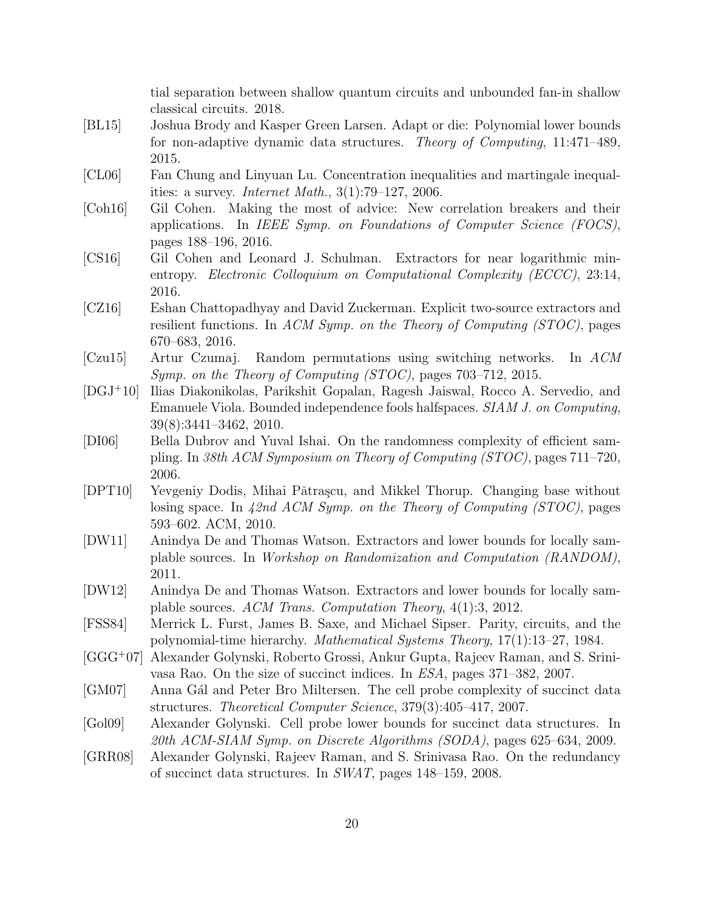tial separation between shallow quantum circuits and unbounded fan-in shallow classical circuits. 2018.

[BL15] Joshua Brody and Kasper Green Larsen. Adapt or die: Polynomial lower bounds for non-adaptive dynamic data structures. *Theory of Computing*, 11:471–489, 2015.

[CL06] Fan Chung and Linyuan Lu. Concentration inequalities and martingale inequalities: a survey. *Internet Math.*, 3(1):79–127, 2006.

[Coh16] Gil Cohen. Making the most of advice: New correlation breakers and their applications. In *IEEE Symp. on Foundations of Computer Science (FOCS)*, pages 188–196, 2016.

[CS16] Gil Cohen and Leonard J. Schulman. Extractors for near logarithmic min-entropy. *Electronic Colloquium on Computational Complexity (ECCC)*, 23:14, 2016.

[CZ16] Eshan Chattopadhyay and David Zuckerman. Explicit two-source extractors and resilient functions. In *ACM Symp. on the Theory of Computing (STOC)*, pages 670–683, 2016.

[Czu15] Artur Czumaj. Random permutations using switching networks. In *ACM Symp. on the Theory of Computing (STOC)*, pages 703–712, 2015.

[DGJ+10] Ilias Diakonikolas, Parikshit Gopalan, Ragesh Jaiswal, Rocco A. Servedio, and Emanuele Viola. Bounded independence fools halfspaces. *SIAM J. on Computing*, 39(8):3441–3462, 2010.

[DI06] Bella Dubrov and Yuval Ishai. On the randomness complexity of efficient sampling. In *38th ACM Symposium on Theory of Computing (STOC)*, pages 711–720, 2006.

[DPT10] Yevgeniy Dodis, Mihai Pătraşcu, and Mikkel Thorup. Changing base without losing space. In *42nd ACM Symp. on the Theory of Computing (STOC)*, pages 593–602. ACM, 2010.

[DW11] Anindya De and Thomas Watson. Extractors and lower bounds for locally samplable sources. In *Workshop on Randomization and Computation (RANDOM)*, 2011.

[DW12] Anindya De and Thomas Watson. Extractors and lower bounds for locally samplable sources. *ACM Trans. Computation Theory*, 4(1):3, 2012.

[FSS84] Merrick L. Furst, James B. Saxe, and Michael Sipser. Parity, circuits, and the polynomial-time hierarchy. *Mathematical Systems Theory*, 17(1):13–27, 1984.

[GGG+07] Alexander Golynski, Roberto Grossi, Ankur Gupta, Rajeev Raman, and S. Srinivasa Rao. On the size of succinct indices. In *ESA*, pages 371–382, 2007.

[GM07] Anna Gál and Peter Bro Miltersen. The cell probe complexity of succinct data structures. *Theoretical Computer Science*, 379(3):405–417, 2007.

[Gol09] Alexander Golynski. Cell probe lower bounds for succinct data structures. In *20th ACM-SIAM Symp. on Discrete Algorithms (SODA)*, pages 625–634, 2009.

[GRR08] Alexander Golynski, Rajeev Raman, and S. Srinivasa Rao. On the redundancy of succinct data structures. In *SWAT*, pages 148–159, 2008.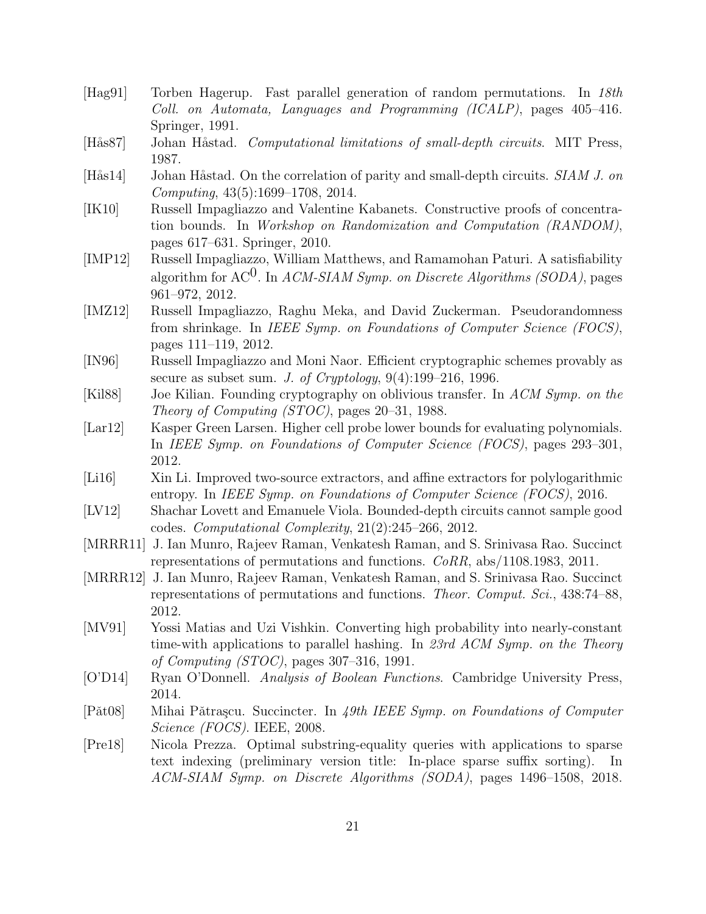[Hag91] Torben Hagerup. Fast parallel generation of random permutations. In *18th Coll. on Automata, Languages and Programming (ICALP)*, pages 405–416. Springer, 1991.

[Hås87] Johan Håstad. *Computational limitations of small-depth circuits*. MIT Press, 1987.

[Hås14] Johan Håstad. On the correlation of parity and small-depth circuits. *SIAM J. on Computing*, 43(5):1699–1708, 2014.

[IK10] Russell Impagliazzo and Valentine Kabanets. Constructive proofs of concentration bounds. In *Workshop on Randomization and Computation (RANDOM)*, pages 617–631. Springer, 2010.

[IMP12] Russell Impagliazzo, William Matthews, and Ramamohan Paturi. A satisfiability algorithm for $\mathrm{AC}^0$. In *ACM-SIAM Symp. on Discrete Algorithms (SODA)*, pages 961–972, 2012.

[IMZ12] Russell Impagliazzo, Raghu Meka, and David Zuckerman. Pseudorandomness from shrinkage. In *IEEE Symp. on Foundations of Computer Science (FOCS)*, pages 111–119, 2012.

[IN96] Russell Impagliazzo and Moni Naor. Efficient cryptographic schemes provably as secure as subset sum. *J. of Cryptology*, 9(4):199–216, 1996.

[Kil88] Joe Kilian. Founding cryptography on oblivious transfer. In *ACM Symp. on the Theory of Computing (STOC)*, pages 20–31, 1988.

[Lar12] Kasper Green Larsen. Higher cell probe lower bounds for evaluating polynomials. In *IEEE Symp. on Foundations of Computer Science (FOCS)*, pages 293–301, 2012.

[Li16] Xin Li. Improved two-source extractors, and affine extractors for polylogarithmic entropy. In *IEEE Symp. on Foundations of Computer Science (FOCS)*, 2016.

[LV12] Shachar Lovett and Emanuele Viola. Bounded-depth circuits cannot sample good codes. *Computational Complexity*, 21(2):245–266, 2012.

[MRRR11] J. Ian Munro, Rajeev Raman, Venkatesh Raman, and S. Srinivasa Rao. Succinct representations of permutations and functions. *CoRR*, abs/1108.1983, 2011.

[MRRR12] J. Ian Munro, Rajeev Raman, Venkatesh Raman, and S. Srinivasa Rao. Succinct representations of permutations and functions. *Theor. Comput. Sci.*, 438:74–88, 2012.

[MV91] Yossi Matias and Uzi Vishkin. Converting high probability into nearly-constant time-with applications to parallel hashing. In *23rd ACM Symp. on the Theory of Computing (STOC)*, pages 307–316, 1991.

[O'D14] Ryan O'Donnell. *Analysis of Boolean Functions*. Cambridge University Press, 2014.

[Păt08] Mihai Pătraşcu. Succincter. In *49th IEEE Symp. on Foundations of Computer Science (FOCS)*. IEEE, 2008.

[Pre18] Nicola Prezza. Optimal substring-equality queries with applications to sparse text indexing (preliminary version title: In-place sparse suffix sorting). In *ACM-SIAM Symp. on Discrete Algorithms (SODA)*, pages 1496–1508, 2018.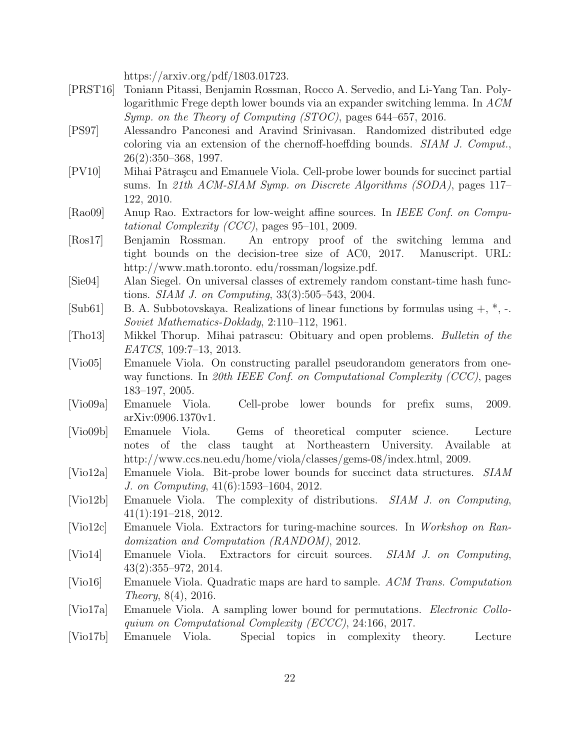https://arxiv.org/pdf/1803.01723.

[PRST16] Toniann Pitassi, Benjamin Rossman, Rocco A. Servedio, and Li-Yang Tan. Polylogarithmic Frege depth lower bounds via an expander switching lemma. In *ACM Symp. on the Theory of Computing (STOC)*, pages 644–657, 2016.

[PS97] Alessandro Panconesi and Aravind Srinivasan. Randomized distributed edge coloring via an extension of the chernoff-hoeffding bounds. *SIAM J. Comput.*, 26(2):350–368, 1997.

[PV10] Mihai Pătraşcu and Emanuele Viola. Cell-probe lower bounds for succinct partial sums. In *21th ACM-SIAM Symp. on Discrete Algorithms (SODA)*, pages 117–122, 2010.

[Rao09] Anup Rao. Extractors for low-weight affine sources. In *IEEE Conf. on Computational Complexity (CCC)*, pages 95–101, 2009.

[Ros17] Benjamin Rossman. An entropy proof of the switching lemma and tight bounds on the decision-tree size of AC0, 2017. Manuscript. URL: http://www.math.toronto. edu/rossman/logsize.pdf.

[Sie04] Alan Siegel. On universal classes of extremely random constant-time hash functions. *SIAM J. on Computing*, 33(3):505–543, 2004.

[Sub61] B. A. Subbotovskaya. Realizations of linear functions by formulas using +, *, -. *Soviet Mathematics-Doklady*, 2:110–112, 1961.

[Tho13] Mikkel Thorup. Mihai patrascu: Obituary and open problems. *Bulletin of the EATCS*, 109:7–13, 2013.

[Vio05] Emanuele Viola. On constructing parallel pseudorandom generators from one-way functions. In *20th IEEE Conf. on Computational Complexity (CCC)*, pages 183–197, 2005.

[Vio09a] Emanuele Viola. Cell-probe lower bounds for prefix sums, 2009. arXiv:0906.1370v1.

[Vio09b] Emanuele Viola. Gems of theoretical computer science. Lecture notes of the class taught at Northeastern University. Available at http://www.ccs.neu.edu/home/viola/classes/gems-08/index.html, 2009.

[Vio12a] Emanuele Viola. Bit-probe lower bounds for succinct data structures. *SIAM J. on Computing*, 41(6):1593–1604, 2012.

[Vio12b] Emanuele Viola. The complexity of distributions. *SIAM J. on Computing*, 41(1):191–218, 2012.

[Vio12c] Emanuele Viola. Extractors for turing-machine sources. In *Workshop on Randomization and Computation (RANDOM)*, 2012.

[Vio14] Emanuele Viola. Extractors for circuit sources. *SIAM J. on Computing*, 43(2):355–972, 2014.

[Vio16] Emanuele Viola. Quadratic maps are hard to sample. *ACM Trans. Computation Theory*, 8(4), 2016.

[Vio17a] Emanuele Viola. A sampling lower bound for permutations. *Electronic Colloquium on Computational Complexity (ECCC)*, 24:166, 2017.

[Vio17b] Emanuele Viola. Special topics in complexity theory. Lecture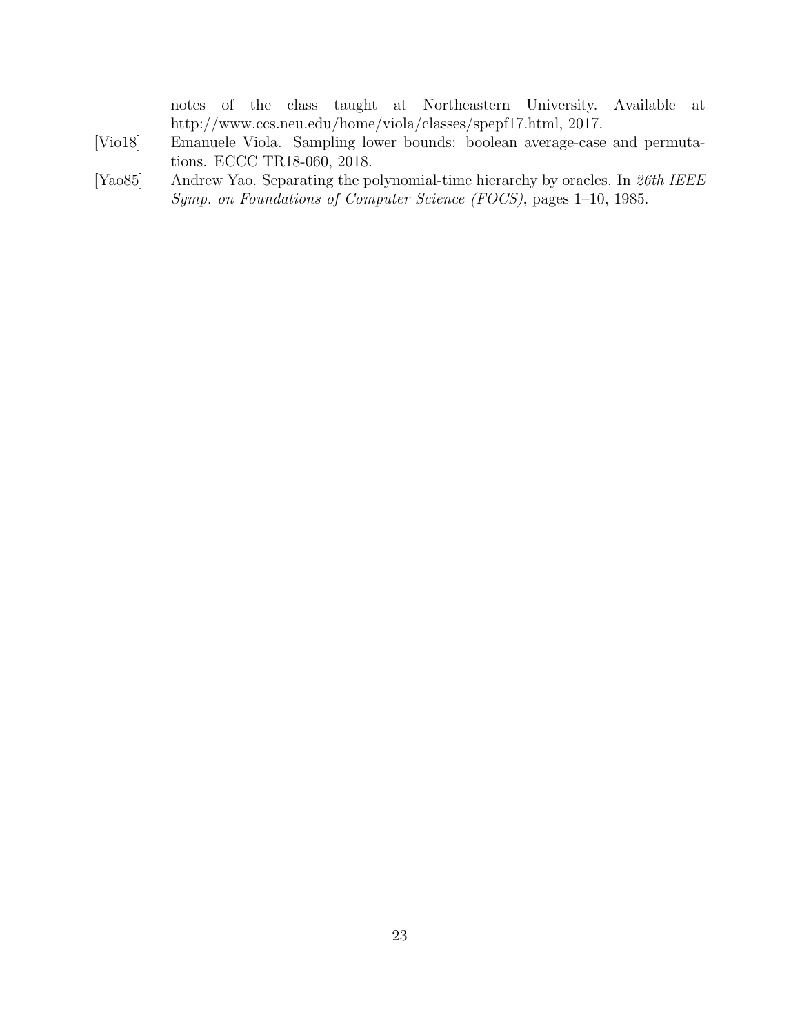notes of the class taught at Northeastern University. Available at http://www.ccs.neu.edu/home/viola/classes/spepf17.html, 2017.

[Vio18] Emanuele Viola. Sampling lower bounds: boolean average-case and permutations. ECCC TR18-060, 2018.

[Yao85] Andrew Yao. Separating the polynomial-time hierarchy by oracles. In *26th IEEE Symp. on Foundations of Computer Science (FOCS)*, pages 1–10, 1985.